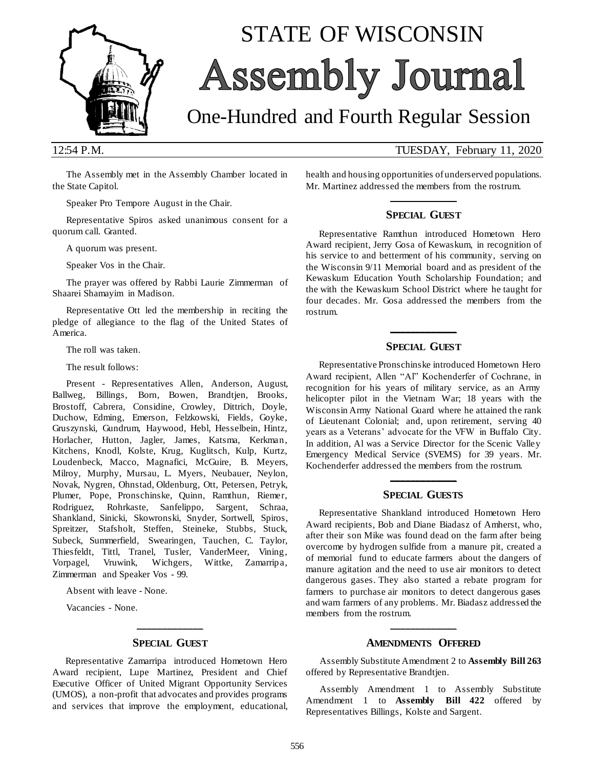# STATE OF WISCONSIN

# Assembly Journal

## One-Hundred and Fourth Regular Session

12:54 P.M. TUESDAY, February 11, 2020

The Assembly met in the Assembly Chamber located in the State Capitol.

Speaker Pro Tempore August in the Chair.

Representative Spiros asked unanimous consent for a quorum call. Granted.

A quorum was present.

Speaker Vos in the Chair.

The prayer was offered by Rabbi Laurie Zimmerman of Shaarei Shamayim in Madison.

Representative Ott led the membership in reciting the pledge of allegiance to the flag of the United States of America.

The roll was taken.

The result follows:

Present - Representatives Allen, Anderson, August, Ballweg, Billings, Born, Bowen, Brandtjen, Brooks, Brostoff, Cabrera, Considine, Crowley, Dittrich, Doyle, Duchow, Edming, Emerson, Felzkowski, Fields, Goyke, Gruszynski, Gundrum, Haywood, Hebl, Hesselbein, Hintz, Horlacher, Hutton, Jagler, James, Katsma, Kerkman, Kitchens, Knodl, Kolste, Krug, Kuglitsch, Kulp, Kurtz, Loudenbeck, Macco, Magnafici, McGuire, B. Meyers, Milroy, Murphy, Mursau, L. Myers, Neubauer, Neylon, Novak, Nygren, Ohnstad, Oldenburg, Ott, Petersen, Petryk, Plumer, Pope, Pronschinske, Quinn, Ramthun, Riemer, Rodriguez, Rohrkaste, Sanfelippo, Sargent, Schraa, Shankland, Sinicki, Skowronski, Snyder, Sortwell, Spiros, Spreitzer, Stafsholt, Steffen, Steineke, Stubbs, Stuck, Subeck, Summerfield, Swearingen, Tauchen, C. Taylor, Thiesfeldt, Tittl, Tranel, Tusler, VanderMeer, Vining, Vorpagel, Vruwink, Wichgers, Wittke, Zamarripa, Zimmerman and Speaker Vos - 99.

Absent with leave - None.

Vacancies - None.

### SPECIAL GUEST

Representative Zamarripa introduced Hometown Hero Award recipient, Lupe Martinez, President and Chief Executive Officer of United Migrant Opportunity Services (UMOS), a non-profit that advocates and provides programs and services that improve the employment, educational, health and housing opportunities of underserved populations. Mr. Martinez addressed the members from the rostrum.

### SPECIAL GUEST

Representative Ramthun introduced Hometown Hero Award recipient, Jerry Gosa of Kewaskum, in recognition of his service to and betterment of his community, serving on the Wisconsin 9/11 Memorial board and as president of the Kewaskum Education Youth Scholarship Foundation; and the with the Kewaskum School District where he taught for four decades. Mr. Gosa addressed the members from the rostrum.

### SPECIAL GUEST

Representative Pronschinske introduced Hometown Hero Award recipient, Allen "Al" Kochenderfer of Cochrane, in recognition for his years of military service, as an Army helicopter pilot in the Vietnam War; 18 years with the Wisconsin Army National Guard where he attained the rank of Lieutenant Colonial; and, upon retirement, serving 40 years as a Veterans' advocate for the VFW in Buffalo City. In addition, Al was a Service Director for the Scenic Valley Emergency Medical Service (SVEMS) for 39 years. Mr. Kochenderfer addressed the members from the rostrum.

### SPECIAL GUESTS

Representative Shankland introduced Hometown Hero Award recipients, Bob and Diane Biadasz of Amherst, who, after their son Mike was found dead on the farm after being overcome by hydrogen sulfide from a manure pit, created a of memorial fund to educate farmers about the dangers of manure agitation and the need to use air monitors to detect dangerous gases. They also started a rebate program for farmers to purchase air monitors to detect dangerous gases and warn farmers of any problems. Mr. Biadasz addressed the members from the rostrum.

### AMENDMENTS OFFERED

Assembly Substitute Amendment 2 to **Assembly Bill 263** offered by Representative Brandtjen.

Assembly Amendment 1 to Assembly Substitute Amendment 1 to **Assembly Bill 422** offered by Representatives Billings, Kolste and Sargent.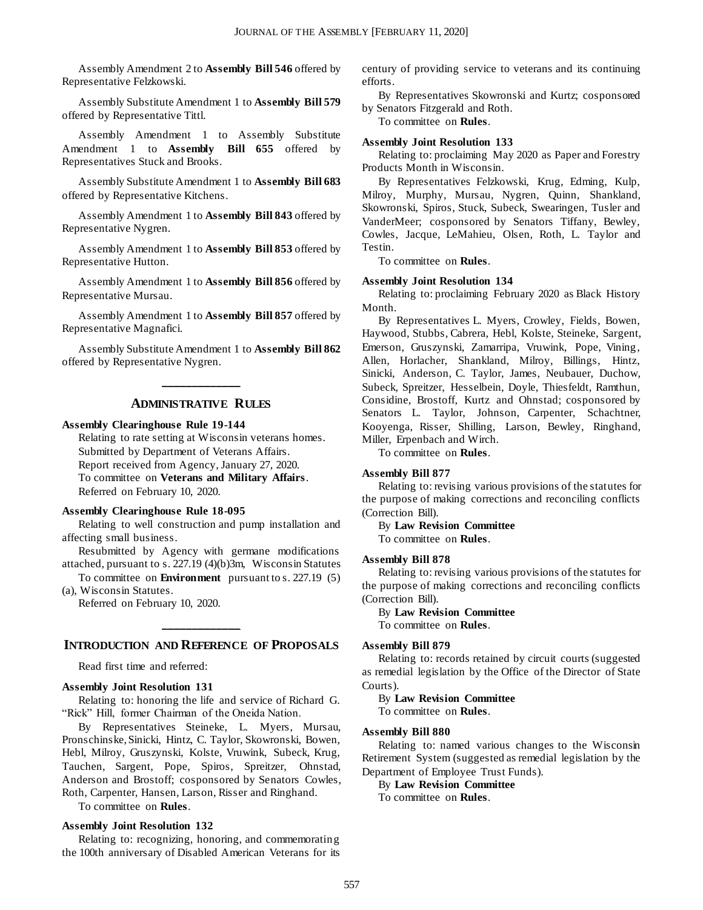Assembly Amendment 2 to **Assembly Bill 546** offered by Representative Felzkowski.

Assembly Substitute Amendment 1 to **Assembly Bill 579** offered by Representative Tittl.

Assembly Amendment 1 to Assembly Substitute Amendment 1 to **Assembly Bill 655** offered by Representatives Stuck and Brooks.

Assembly Substitute Amendment 1 to **Assembly Bill 683** offered by Representative Kitchens.

Assembly Amendment 1 to **Assembly Bill 843** offered by Representative Nygren.

Assembly Amendment 1 to **Assembly Bill 853** offered by Representative Hutton.

Assembly Amendment 1 to **Assembly Bill 856** offered by Representative Mursau.

Assembly Amendment 1 to **Assembly Bill 857** offered by Representative Magnafici.

Assembly Substitute Amendment 1 to **Assembly Bill 862** offered by Representative Nygren.

---

## ADMINISTRATIVE RULES

**Assembly Clearinghouse Rule 19-144**

Relating to rate setting at Wisconsin veterans homes.

Submitted by Department of Veterans Affairs.

Report received from Agency, January 27, 2020.

To committee on **Veterans and Military Affairs**.

Referred on February 10, 2020.

**Assembly Clearinghouse Rule 18-095**

Relating to well construction and pump installation and affecting small business.

Resubmitted by Agency with germane modifications attached, pursuant to s. 227.19 (4)(b)3m, Wisconsin Statutes

To committee on **Environment** pursuant to s. 227.19 (5)(a), Wisconsin Statutes.

Referred on February 10, 2020.

---

## INTRODUCTION AND REFERENCE OF PROPOSALS

Read first time and referred:

**Assembly Joint Resolution 131**

Relating to: honoring the life and service of Richard G. "Rick" Hill, former Chairman of the Oneida Nation.

By Representatives Steineke, L. Myers, Mursau, Pronschinske, Sinicki, Hintz, C. Taylor, Skowronski, Bowen, Hebl, Milroy, Gruszynski, Kolste, Vruwink, Subeck, Krug, Tauchen, Sargent, Pope, Spiros, Spreitzer, Ohnstad, Anderson and Brostoff; cosponsored by Senators Cowles, Roth, Carpenter, Hansen, Larson, Risser and Ringhand.

To committee on **Rules**.

**Assembly Joint Resolution 132**

Relating to: recognizing, honoring, and commemorating the 100th anniversary of Disabled American Veterans for its century of providing service to veterans and its continuing efforts.

By Representatives Skowronski and Kurtz; cosponsored by Senators Fitzgerald and Roth.

To committee on **Rules**.

**Assembly Joint Resolution 133**

Relating to: proclaiming May 2020 as Paper and Forestry Products Month in Wisconsin.

By Representatives Felzkowski, Krug, Edming, Kulp, Milroy, Murphy, Mursau, Nygren, Quinn, Shankland, Skowronski, Spiros, Stuck, Subeck, Swearingen, Tusler and VanderMeer; cosponsored by Senators Tiffany, Bewley, Cowles, Jacque, LeMahieu, Olsen, Roth, L. Taylor and Testin.

To committee on **Rules**.

**Assembly Joint Resolution 134**

Relating to: proclaiming February 2020 as Black History Month.

By Representatives L. Myers, Crowley, Fields, Bowen, Haywood, Stubbs, Cabrera, Hebl, Kolste, Steineke, Sargent, Emerson, Gruszynski, Zamarripa, Vruwink, Pope, Vining, Allen, Horlacher, Shankland, Milroy, Billings, Hintz, Sinicki, Anderson, C. Taylor, James, Neubauer, Duchow, Subeck, Spreitzer, Hesselbein, Doyle, Thiesfeldt, Ramthun, Considine, Brostoff, Kurtz and Ohnstad; cosponsored by Senators L. Taylor, Johnson, Carpenter, Schachtner, Kooyenga, Risser, Shilling, Larson, Bewley, Ringhand, Miller, Erpenbach and Wirch.

To committee on **Rules**.

**Assembly Bill 877**

Relating to: revising various provisions of the statutes for the purpose of making corrections and reconciling conflicts (Correction Bill).

By **Law Revision Committee**

To committee on **Rules**.

**Assembly Bill 878**

Relating to: revising various provisions of the statutes for the purpose of making corrections and reconciling conflicts (Correction Bill).

By **Law Revision Committee**

To committee on **Rules**.

**Assembly Bill 879**

Relating to: records retained by circuit courts (suggested as remedial legislation by the Office of the Director of State Courts).

By **Law Revision Committee**

To committee on **Rules**.

**Assembly Bill 880**

Relating to: named various changes to the Wisconsin Retirement System (suggested as remedial legislation by the Department of Employee Trust Funds).

By **Law Revision Committee**

To committee on **Rules**.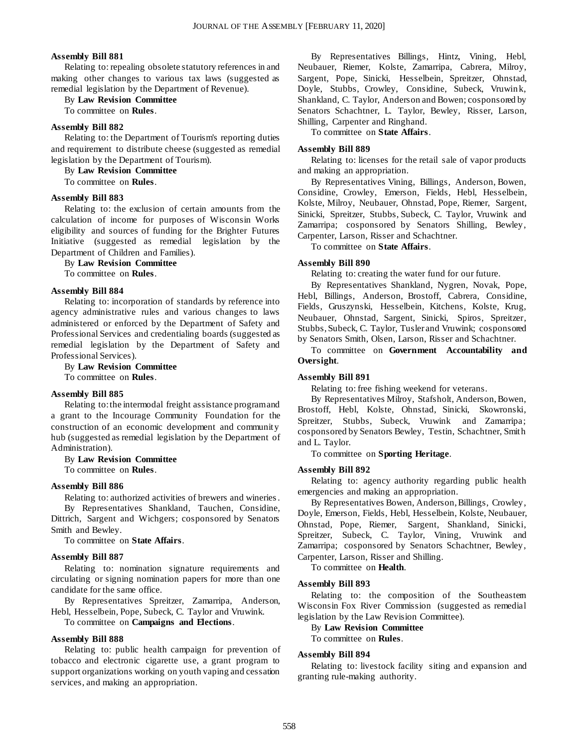**Assembly Bill 881**

Relating to: repealing obsolete statutory references in and making other changes to various tax laws (suggested as remedial legislation by the Department of Revenue).

By **Law Revision Committee**

To committee on **Rules**.

**Assembly Bill 882**

Relating to: the Department of Tourism's reporting duties and requirement to distribute cheese (suggested as remedial legislation by the Department of Tourism).

By **Law Revision Committee**

To committee on **Rules**.

**Assembly Bill 883**

Relating to: the exclusion of certain amounts from the calculation of income for purposes of Wisconsin Works eligibility and sources of funding for the Brighter Futures Initiative (suggested as remedial legislation by the Department of Children and Families).

By **Law Revision Committee**

To committee on **Rules**.

**Assembly Bill 884**

Relating to: incorporation of standards by reference into agency administrative rules and various changes to laws administered or enforced by the Department of Safety and Professional Services and credentialing boards (suggested as remedial legislation by the Department of Safety and Professional Services).

By **Law Revision Committee**

To committee on **Rules**.

**Assembly Bill 885**

Relating to: the intermodal freight assistance program and a grant to the Incourage Community Foundation for the construction of an economic development and community hub (suggested as remedial legislation by the Department of Administration).

By **Law Revision Committee**

To committee on **Rules**.

**Assembly Bill 886**

Relating to: authorized activities of brewers and wineries.

By Representatives Shankland, Tauchen, Considine, Dittrich, Sargent and Wichgers; cosponsored by Senators Smith and Bewley.

To committee on **State Affairs**.

**Assembly Bill 887**

Relating to: nomination signature requirements and circulating or signing nomination papers for more than one candidate for the same office.

By Representatives Spreitzer, Zamarripa, Anderson, Hebl, Hesselbein, Pope, Subeck, C. Taylor and Vruwink.

To committee on **Campaigns and Elections**.

**Assembly Bill 888**

Relating to: public health campaign for prevention of tobacco and electronic cigarette use, a grant program to support organizations working on youth vaping and cessation services, and making an appropriation.

By Representatives Billings, Hintz, Vining, Hebl, Neubauer, Riemer, Kolste, Zamarripa, Cabrera, Milroy, Sargent, Pope, Sinicki, Hesselbein, Spreitzer, Ohnstad, Doyle, Stubbs, Crowley, Considine, Subeck, Vruwink, Shankland, C. Taylor, Anderson and Bowen; cosponsored by Senators Schachtner, L. Taylor, Bewley, Risser, Larson, Shilling, Carpenter and Ringhand.

To committee on **State Affairs**.

**Assembly Bill 889**

Relating to: licenses for the retail sale of vapor products and making an appropriation.

By Representatives Vining, Billings, Anderson, Bowen, Considine, Crowley, Emerson, Fields, Hebl, Hesselbein, Kolste, Milroy, Neubauer, Ohnstad, Pope, Riemer, Sargent, Sinicki, Spreitzer, Stubbs, Subeck, C. Taylor, Vruwink and Zamarripa; cosponsored by Senators Shilling, Bewley, Carpenter, Larson, Risser and Schachtner.

To committee on **State Affairs**.

**Assembly Bill 890**

Relating to: creating the water fund for our future.

By Representatives Shankland, Nygren, Novak, Pope, Hebl, Billings, Anderson, Brostoff, Cabrera, Considine, Fields, Gruszynski, Hesselbein, Kitchens, Kolste, Krug, Neubauer, Ohnstad, Sargent, Sinicki, Spiros, Spreitzer, Stubbs, Subeck, C. Taylor, Tusler and Vruwink; cosponsored by Senators Smith, Olsen, Larson, Risser and Schachtner.

To committee on **Government Accountability and Oversight**.

**Assembly Bill 891**

Relating to: free fishing weekend for veterans.

By Representatives Milroy, Stafsholt, Anderson, Bowen, Brostoff, Hebl, Kolste, Ohnstad, Sinicki, Skowronski, Spreitzer, Stubbs, Subeck, Vruwink and Zamarripa; cosponsored by Senators Bewley, Testin, Schachtner, Smith and L. Taylor.

To committee on **Sporting Heritage**.

**Assembly Bill 892**

Relating to: agency authority regarding public health emergencies and making an appropriation.

By Representatives Bowen, Anderson, Billings, Crowley, Doyle, Emerson, Fields, Hebl, Hesselbein, Kolste, Neubauer, Ohnstad, Pope, Riemer, Sargent, Shankland, Sinicki, Spreitzer, Subeck, C. Taylor, Vining, Vruwink and Zamarripa; cosponsored by Senators Schachtner, Bewley, Carpenter, Larson, Risser and Shilling.

To committee on **Health**.

**Assembly Bill 893**

Relating to: the composition of the Southeastern Wisconsin Fox River Commission (suggested as remedial legislation by the Law Revision Committee).

By **Law Revision Committee**

To committee on **Rules**.

**Assembly Bill 894**

Relating to: livestock facility siting and expansion and granting rule-making authority.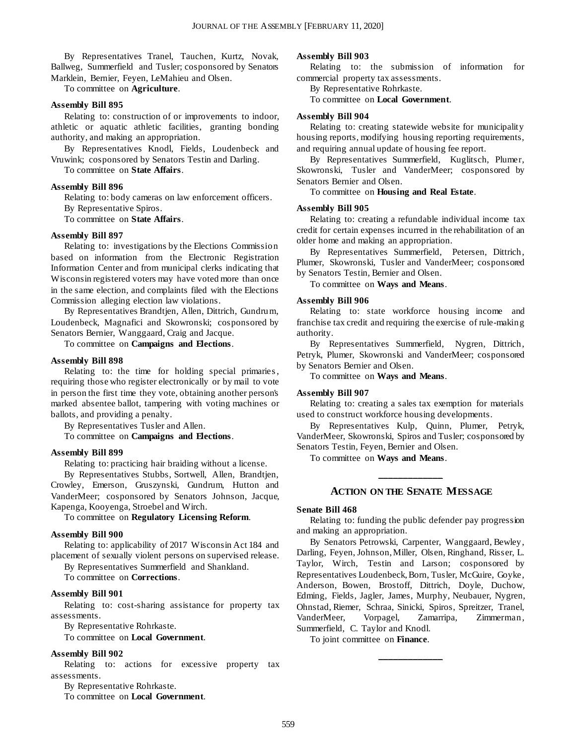By Representatives Tranel, Tauchen, Kurtz, Novak, Ballweg, Summerfield and Tusler; cosponsored by Senators Marklein, Bernier, Feyen, LeMahieu and Olsen.

To committee on **Agriculture**.

**Assembly Bill 895**

Relating to: construction of or improvements to indoor, athletic or aquatic athletic facilities, granting bonding authority, and making an appropriation.

By Representatives Knodl, Fields, Loudenbeck and Vruwink; cosponsored by Senators Testin and Darling.

To committee on **State Affairs**.

**Assembly Bill 896**

Relating to: body cameras on law enforcement officers.

By Representative Spiros.

To committee on **State Affairs**.

**Assembly Bill 897**

Relating to: investigations by the Elections Commission based on information from the Electronic Registration Information Center and from municipal clerks indicating that Wisconsin registered voters may have voted more than once in the same election, and complaints filed with the Elections Commission alleging election law violations.

By Representatives Brandtjen, Allen, Dittrich, Gundrum, Loudenbeck, Magnafici and Skowronski; cosponsored by Senators Bernier, Wanggaard, Craig and Jacque.

To committee on **Campaigns and Elections**.

**Assembly Bill 898**

Relating to: the time for holding special primaries, requiring those who register electronically or by mail to vote in person the first time they vote, obtaining another person's marked absentee ballot, tampering with voting machines or ballots, and providing a penalty.

By Representatives Tusler and Allen.

To committee on **Campaigns and Elections**.

**Assembly Bill 899**

Relating to: practicing hair braiding without a license.

By Representatives Stubbs, Sortwell, Allen, Brandtjen, Crowley, Emerson, Gruszynski, Gundrum, Hutton and VanderMeer; cosponsored by Senators Johnson, Jacque, Kapenga, Kooyenga, Stroebel and Wirch.

To committee on **Regulatory Licensing Reform**.

**Assembly Bill 900**

Relating to: applicability of 2017 Wisconsin Act 184 and placement of sexually violent persons on supervised release.

By Representatives Summerfield and Shankland.

To committee on **Corrections**.

**Assembly Bill 901**

Relating to: cost-sharing assistance for property tax assessments.

By Representative Rohrkaste.

To committee on **Local Government**.

**Assembly Bill 902**

Relating to: actions for excessive property tax assessments.

By Representative Rohrkaste.

To committee on **Local Government**.

**Assembly Bill 903**

Relating to: the submission of information for commercial property tax assessments.

By Representative Rohrkaste.

To committee on **Local Government**.

**Assembly Bill 904**

Relating to: creating statewide website for municipality housing reports, modifying housing reporting requirements, and requiring annual update of housing fee report.

By Representatives Summerfield, Kuglitsch, Plumer, Skowronski, Tusler and VanderMeer; cosponsored by Senators Bernier and Olsen.

To committee on **Housing and Real Estate**.

**Assembly Bill 905**

Relating to: creating a refundable individual income tax credit for certain expenses incurred in the rehabilitation of an older home and making an appropriation.

By Representatives Summerfield, Petersen, Dittrich, Plumer, Skowronski, Tusler and VanderMeer; cosponsored by Senators Testin, Bernier and Olsen.

To committee on **Ways and Means**.

**Assembly Bill 906**

Relating to: state workforce housing income and franchise tax credit and requiring the exercise of rule-making authority.

By Representatives Summerfield, Nygren, Dittrich, Petryk, Plumer, Skowronski and VanderMeer; cosponsored by Senators Bernier and Olsen.

To committee on **Ways and Means**.

**Assembly Bill 907**

Relating to: creating a sales tax exemption for materials used to construct workforce housing developments.

By Representatives Kulp, Quinn, Plumer, Petryk, VanderMeer, Skowronski, Spiros and Tusler; cosponsored by Senators Testin, Feyen, Bernier and Olsen.

To committee on **Ways and Means**.

---

## ACTION ON THE SENATE MESSAGE

**Senate Bill 468**

Relating to: funding the public defender pay progression and making an appropriation.

By Senators Petrowski, Carpenter, Wanggaard, Bewley, Darling, Feyen, Johnson, Miller, Olsen, Ringhand, Risser, L. Taylor, Wirch, Testin and Larson; cosponsored by Representatives Loudenbeck, Born, Tusler, McGuire, Goyke, Anderson, Bowen, Brostoff, Dittrich, Doyle, Duchow, Edming, Fields, Jagler, James, Murphy, Neubauer, Nygren, Ohnstad, Riemer, Schraa, Sinicki, Spiros, Spreitzer, Tranel, VanderMeer, Vorpagel, Zamarripa, Zimmerman, Summerfield, C. Taylor and Knodl.

To joint committee on **Finance**.

---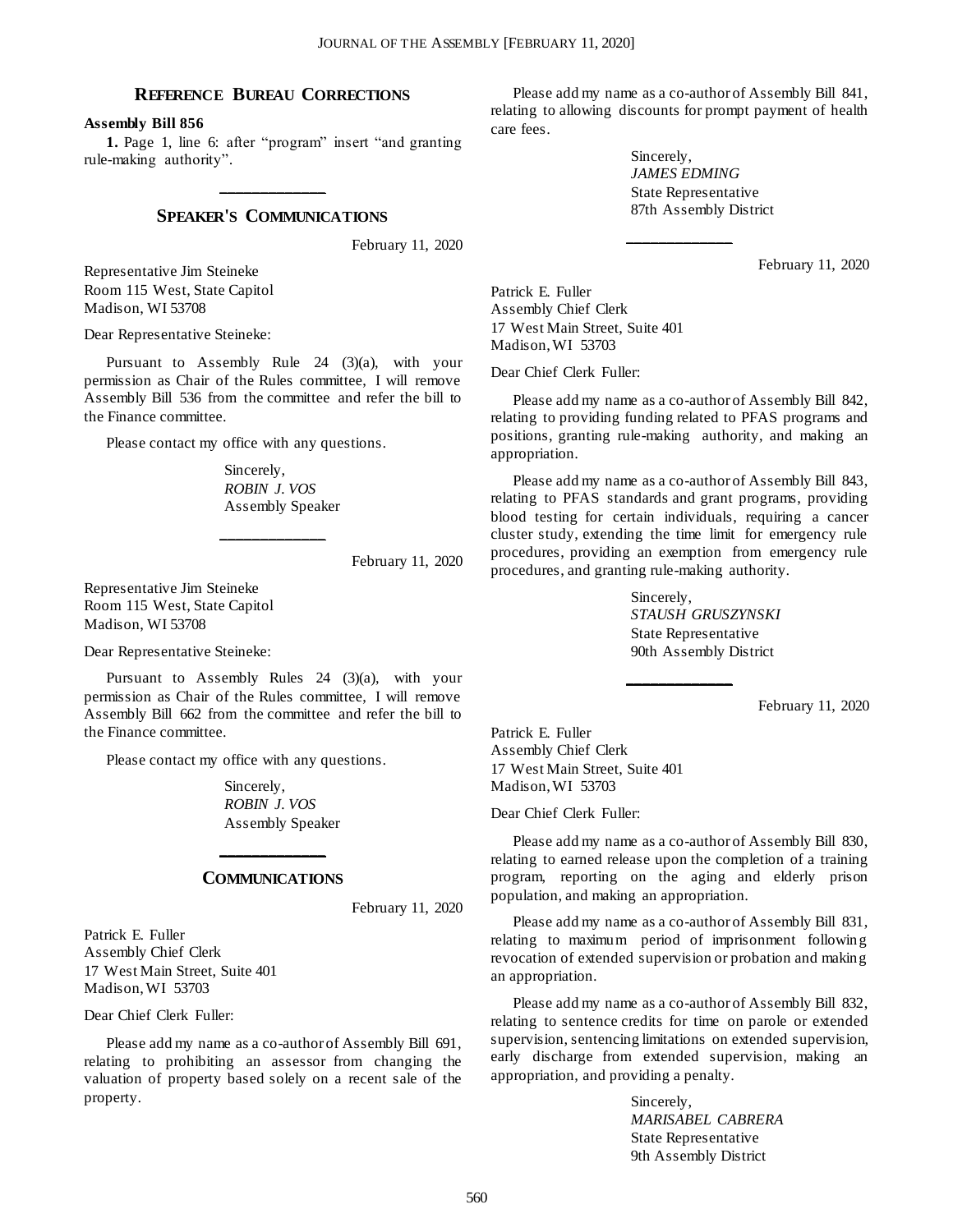## REFERENCE BUREAU CORRECTIONS

**Assembly Bill 856**

**1.** Page 1, line 6: after "program" insert "and granting rule-making authority".

---

## SPEAKER'S COMMUNICATIONS

February 11, 2020

Representative Jim Steineke
Room 115 West, State Capitol
Madison, WI 53708

Dear Representative Steineke:

Pursuant to Assembly Rule 24 (3)(a), with your permission as Chair of the Rules committee, I will remove Assembly Bill 536 from the committee and refer the bill to the Finance committee.

Please contact my office with any questions.

Sincerely,
*ROBIN J. VOS*
Assembly Speaker

---

February 11, 2020

Representative Jim Steineke
Room 115 West, State Capitol
Madison, WI 53708

Dear Representative Steineke:

Pursuant to Assembly Rules 24 (3)(a), with your permission as Chair of the Rules committee, I will remove Assembly Bill 662 from the committee and refer the bill to the Finance committee.

Please contact my office with any questions.

Sincerely,
*ROBIN J. VOS*
Assembly Speaker

---

## COMMUNICATIONS

February 11, 2020

Patrick E. Fuller
Assembly Chief Clerk
17 West Main Street, Suite 401
Madison, WI 53703

Dear Chief Clerk Fuller:

Please add my name as a co-author of Assembly Bill 691, relating to prohibiting an assessor from changing the valuation of property based solely on a recent sale of the property.

Please add my name as a co-author of Assembly Bill 841, relating to allowing discounts for prompt payment of health care fees.

Sincerely,
*JAMES EDMING*
State Representative
87th Assembly District

---

February 11, 2020

Patrick E. Fuller
Assembly Chief Clerk
17 West Main Street, Suite 401
Madison, WI 53703

Dear Chief Clerk Fuller:

Please add my name as a co-author of Assembly Bill 842, relating to providing funding related to PFAS programs and positions, granting rule-making authority, and making an appropriation.

Please add my name as a co-author of Assembly Bill 843, relating to PFAS standards and grant programs, providing blood testing for certain individuals, requiring a cancer cluster study, extending the time limit for emergency rule procedures, providing an exemption from emergency rule procedures, and granting rule-making authority.

Sincerely,
*STAUSH GRUSZYNSKI*
State Representative
90th Assembly District

---

February 11, 2020

Patrick E. Fuller
Assembly Chief Clerk
17 West Main Street, Suite 401
Madison, WI 53703

Dear Chief Clerk Fuller:

Please add my name as a co-author of Assembly Bill 830, relating to earned release upon the completion of a training program, reporting on the aging and elderly prison population, and making an appropriation.

Please add my name as a co-author of Assembly Bill 831, relating to maximum period of imprisonment following revocation of extended supervision or probation and making an appropriation.

Please add my name as a co-author of Assembly Bill 832, relating to sentence credits for time on parole or extended supervision, sentencing limitations on extended supervision, early discharge from extended supervision, making an appropriation, and providing a penalty.

Sincerely,
*MARISABEL CABRERA*
State Representative
9th Assembly District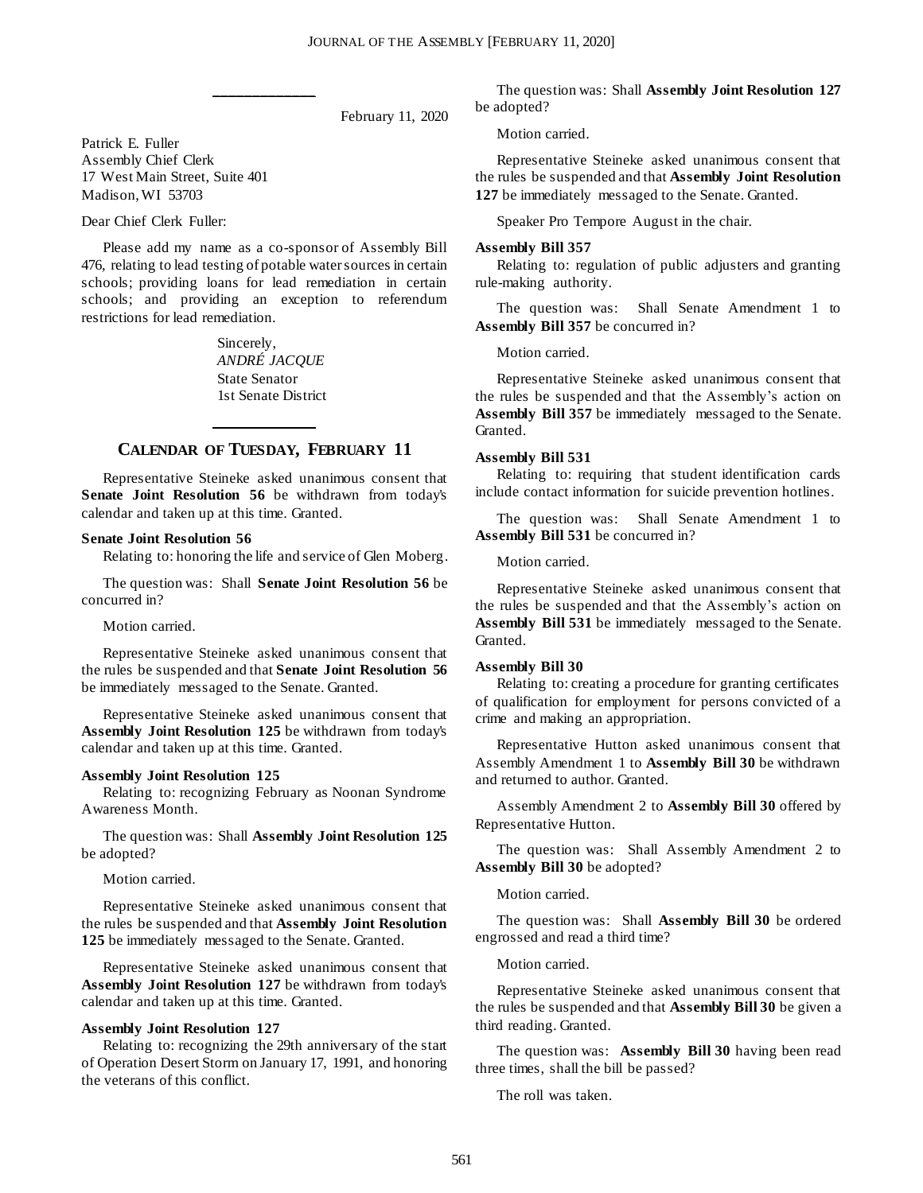February 11, 2020

Patrick E. Fuller
Assembly Chief Clerk
17 West Main Street, Suite 401
Madison, WI 53703

Dear Chief Clerk Fuller:

Please add my name as a co-sponsor of Assembly Bill 476, relating to lead testing of potable water sources in certain schools; providing loans for lead remediation in certain schools; and providing an exception to referendum restrictions for lead remediation.

Sincerely,
*ANDRÉ JACQUE*
State Senator
1st Senate District

## CALENDAR OF TUESDAY, FEBRUARY 11

Representative Steineke asked unanimous consent that **Senate Joint Resolution 56** be withdrawn from today's calendar and taken up at this time. Granted.

**Senate Joint Resolution 56**

Relating to: honoring the life and service of Glen Moberg.

The question was: Shall **Senate Joint Resolution 56** be concurred in?

Motion carried.

Representative Steineke asked unanimous consent that the rules be suspended and that **Senate Joint Resolution 56** be immediately messaged to the Senate. Granted.

Representative Steineke asked unanimous consent that **Assembly Joint Resolution 125** be withdrawn from today's calendar and taken up at this time. Granted.

**Assembly Joint Resolution 125**

Relating to: recognizing February as Noonan Syndrome Awareness Month.

The question was: Shall **Assembly Joint Resolution 125** be adopted?

Motion carried.

Representative Steineke asked unanimous consent that the rules be suspended and that **Assembly Joint Resolution 125** be immediately messaged to the Senate. Granted.

Representative Steineke asked unanimous consent that **Assembly Joint Resolution 127** be withdrawn from today's calendar and taken up at this time. Granted.

**Assembly Joint Resolution 127**

Relating to: recognizing the 29th anniversary of the start of Operation Desert Storm on January 17, 1991, and honoring the veterans of this conflict.

The question was: Shall **Assembly Joint Resolution 127** be adopted?

Motion carried.

Representative Steineke asked unanimous consent that the rules be suspended and that **Assembly Joint Resolution 127** be immediately messaged to the Senate. Granted.

Speaker Pro Tempore August in the chair.

**Assembly Bill 357**

Relating to: regulation of public adjusters and granting rule-making authority.

The question was: Shall Senate Amendment 1 to **Assembly Bill 357** be concurred in?

Motion carried.

Representative Steineke asked unanimous consent that the rules be suspended and that the Assembly's action on **Assembly Bill 357** be immediately messaged to the Senate. Granted.

**Assembly Bill 531**

Relating to: requiring that student identification cards include contact information for suicide prevention hotlines.

The question was: Shall Senate Amendment 1 to **Assembly Bill 531** be concurred in?

Motion carried.

Representative Steineke asked unanimous consent that the rules be suspended and that the Assembly's action on **Assembly Bill 531** be immediately messaged to the Senate. Granted.

**Assembly Bill 30**

Relating to: creating a procedure for granting certificates of qualification for employment for persons convicted of a crime and making an appropriation.

Representative Hutton asked unanimous consent that Assembly Amendment 1 to **Assembly Bill 30** be withdrawn and returned to author. Granted.

Assembly Amendment 2 to **Assembly Bill 30** offered by Representative Hutton.

The question was: Shall Assembly Amendment 2 to **Assembly Bill 30** be adopted?

Motion carried.

The question was: Shall **Assembly Bill 30** be ordered engrossed and read a third time?

Motion carried.

Representative Steineke asked unanimous consent that the rules be suspended and that **Assembly Bill 30** be given a third reading. Granted.

The question was: **Assembly Bill 30** having been read three times, shall the bill be passed?

The roll was taken.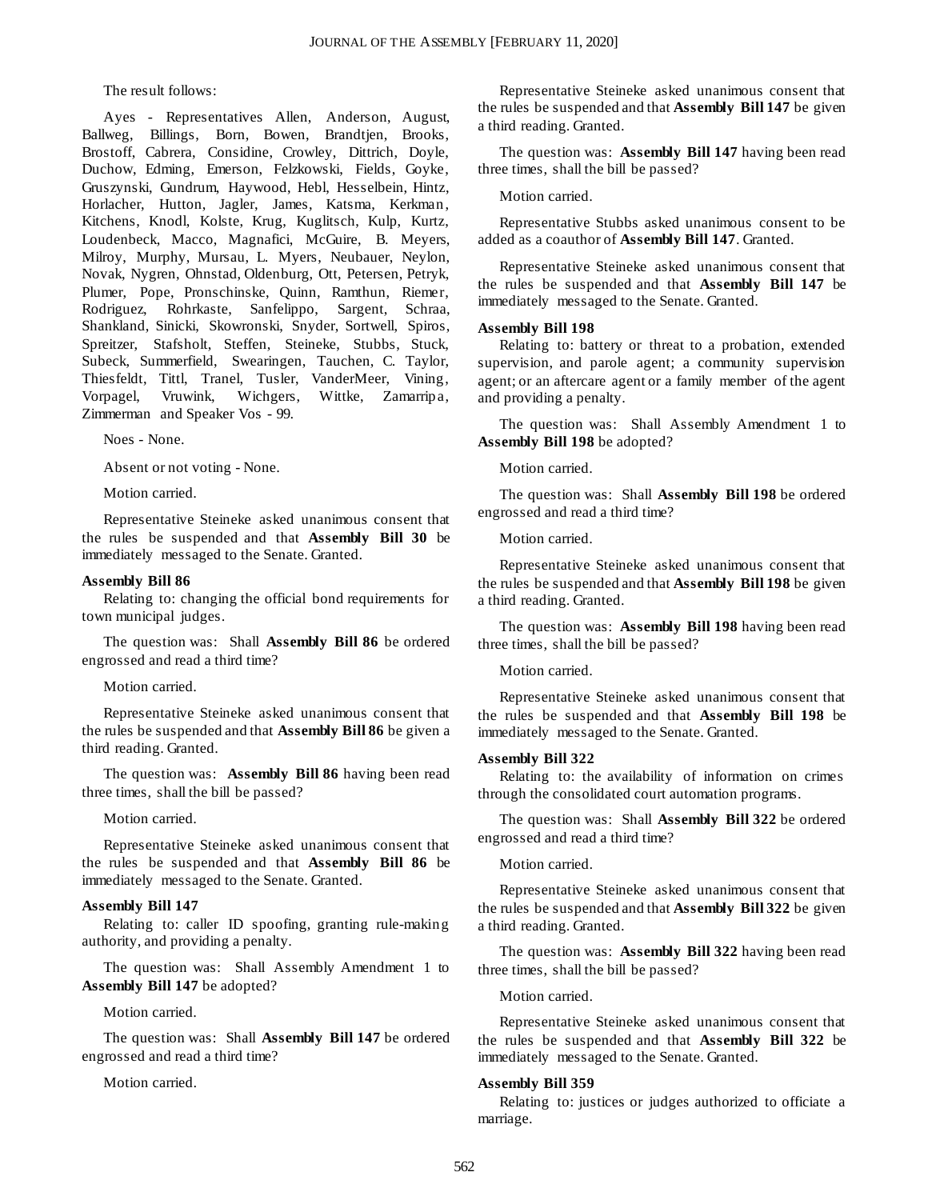The result follows:

Ayes - Representatives Allen, Anderson, August, Ballweg, Billings, Born, Bowen, Brandtjen, Brooks, Brostoff, Cabrera, Considine, Crowley, Dittrich, Doyle, Duchow, Edming, Emerson, Felzkowski, Fields, Goyke, Gruszynski, Gundrum, Haywood, Hebl, Hesselbein, Hintz, Horlacher, Hutton, Jagler, James, Katsma, Kerkman, Kitchens, Knodl, Kolste, Krug, Kuglitsch, Kulp, Kurtz, Loudenbeck, Macco, Magnafici, McGuire, B. Meyers, Milroy, Murphy, Mursau, L. Myers, Neubauer, Neylon, Novak, Nygren, Ohnstad, Oldenburg, Ott, Petersen, Petryk, Plumer, Pope, Pronschinske, Quinn, Ramthun, Riemer, Rodriguez, Rohrkaste, Sanfelippo, Sargent, Schraa, Shankland, Sinicki, Skowronski, Snyder, Sortwell, Spiros, Spreitzer, Stafsholt, Steffen, Steineke, Stubbs, Stuck, Subeck, Summerfield, Swearingen, Tauchen, C. Taylor, Thiesfeldt, Tittl, Tranel, Tusler, VanderMeer, Vining, Vorpagel, Vruwink, Wichgers, Wittke, Zamarripa, Zimmerman and Speaker Vos - 99.

Noes - None.

Absent or not voting - None.

Motion carried.

Representative Steineke asked unanimous consent that the rules be suspended and that **Assembly Bill 30** be immediately messaged to the Senate. Granted.

**Assembly Bill 86**

Relating to: changing the official bond requirements for town municipal judges.

The question was: Shall **Assembly Bill 86** be ordered engrossed and read a third time?

Motion carried.

Representative Steineke asked unanimous consent that the rules be suspended and that **Assembly Bill 86** be given a third reading. Granted.

The question was: **Assembly Bill 86** having been read three times, shall the bill be passed?

Motion carried.

Representative Steineke asked unanimous consent that the rules be suspended and that **Assembly Bill 86** be immediately messaged to the Senate. Granted.

**Assembly Bill 147**

Relating to: caller ID spoofing, granting rule-making authority, and providing a penalty.

The question was: Shall Assembly Amendment 1 to **Assembly Bill 147** be adopted?

Motion carried.

The question was: Shall **Assembly Bill 147** be ordered engrossed and read a third time?

Motion carried.

Representative Steineke asked unanimous consent that the rules be suspended and that **Assembly Bill 147** be given a third reading. Granted.

The question was: **Assembly Bill 147** having been read three times, shall the bill be passed?

Motion carried.

Representative Stubbs asked unanimous consent to be added as a coauthor of **Assembly Bill 147**. Granted.

Representative Steineke asked unanimous consent that the rules be suspended and that **Assembly Bill 147** be immediately messaged to the Senate. Granted.

**Assembly Bill 198**

Relating to: battery or threat to a probation, extended supervision, and parole agent; a community supervision agent; or an aftercare agent or a family member of the agent and providing a penalty.

The question was: Shall Assembly Amendment 1 to **Assembly Bill 198** be adopted?

Motion carried.

The question was: Shall **Assembly Bill 198** be ordered engrossed and read a third time?

Motion carried.

Representative Steineke asked unanimous consent that the rules be suspended and that **Assembly Bill 198** be given a third reading. Granted.

The question was: **Assembly Bill 198** having been read three times, shall the bill be passed?

Motion carried.

Representative Steineke asked unanimous consent that the rules be suspended and that **Assembly Bill 198** be immediately messaged to the Senate. Granted.

**Assembly Bill 322**

Relating to: the availability of information on crimes through the consolidated court automation programs.

The question was: Shall **Assembly Bill 322** be ordered engrossed and read a third time?

Motion carried.

Representative Steineke asked unanimous consent that the rules be suspended and that **Assembly Bill 322** be given a third reading. Granted.

The question was: **Assembly Bill 322** having been read three times, shall the bill be passed?

Motion carried.

Representative Steineke asked unanimous consent that the rules be suspended and that **Assembly Bill 322** be immediately messaged to the Senate. Granted.

**Assembly Bill 359**

Relating to: justices or judges authorized to officiate a marriage.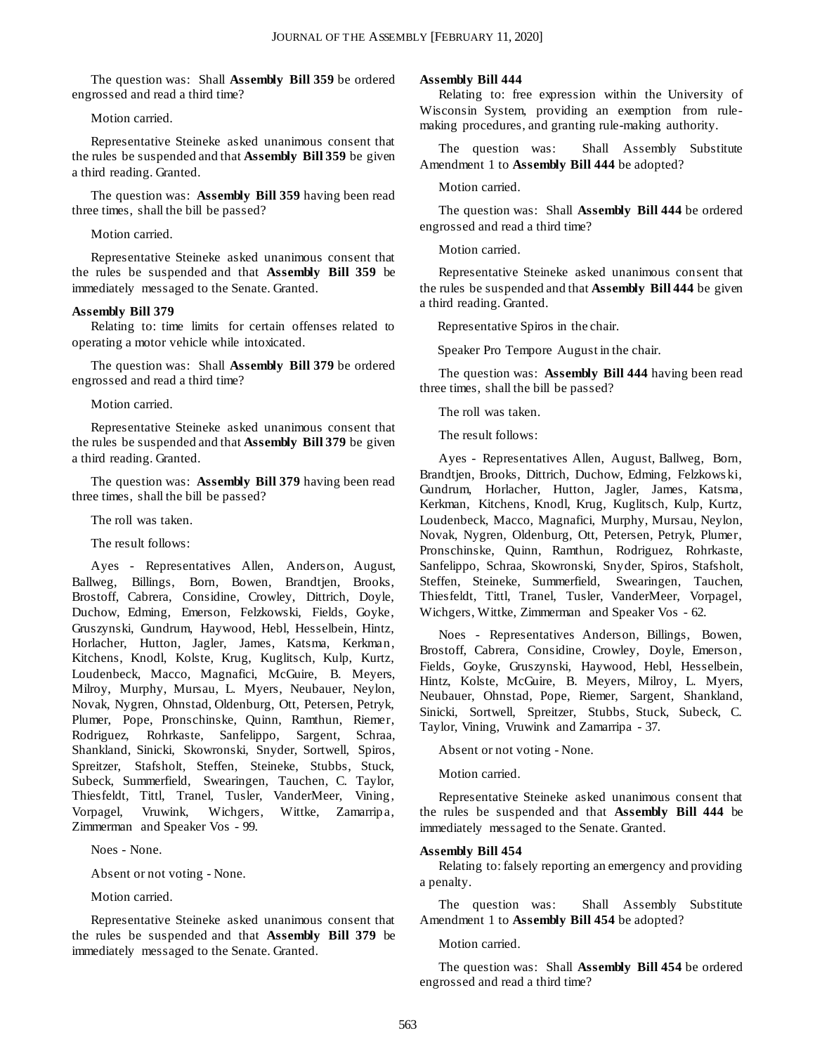The question was: Shall **Assembly Bill 359** be ordered engrossed and read a third time?

Motion carried.

Representative Steineke asked unanimous consent that the rules be suspended and that **Assembly Bill 359** be given a third reading. Granted.

The question was: **Assembly Bill 359** having been read three times, shall the bill be passed?

Motion carried.

Representative Steineke asked unanimous consent that the rules be suspended and that **Assembly Bill 359** be immediately messaged to the Senate. Granted.

**Assembly Bill 379**

Relating to: time limits for certain offenses related to operating a motor vehicle while intoxicated.

The question was: Shall **Assembly Bill 379** be ordered engrossed and read a third time?

Motion carried.

Representative Steineke asked unanimous consent that the rules be suspended and that **Assembly Bill 379** be given a third reading. Granted.

The question was: **Assembly Bill 379** having been read three times, shall the bill be passed?

The roll was taken.

The result follows:

Ayes - Representatives Allen, Anderson, August, Ballweg, Billings, Born, Bowen, Brandtjen, Brooks, Brostoff, Cabrera, Considine, Crowley, Dittrich, Doyle, Duchow, Edming, Emerson, Felzkowski, Fields, Goyke, Gruszynski, Gundrum, Haywood, Hebl, Hesselbein, Hintz, Horlacher, Hutton, Jagler, James, Katsma, Kerkman, Kitchens, Knodl, Kolste, Krug, Kuglitsch, Kulp, Kurtz, Loudenbeck, Macco, Magnafici, McGuire, B. Meyers, Milroy, Murphy, Mursau, L. Myers, Neubauer, Neylon, Novak, Nygren, Ohnstad, Oldenburg, Ott, Petersen, Petryk, Plumer, Pope, Pronschinske, Quinn, Ramthun, Riemer, Rodriguez, Rohrkaste, Sanfelippo, Sargent, Schraa, Shankland, Sinicki, Skowronski, Snyder, Sortwell, Spiros, Spreitzer, Stafsholt, Steffen, Steineke, Stubbs, Stuck, Subeck, Summerfield, Swearingen, Tauchen, C. Taylor, Thiesfeldt, Tittl, Tranel, Tusler, VanderMeer, Vining, Vorpagel, Vruwink, Wichgers, Wittke, Zamarripa, Zimmerman and Speaker Vos - 99.

Noes - None.

Absent or not voting - None.

Motion carried.

Representative Steineke asked unanimous consent that the rules be suspended and that **Assembly Bill 379** be immediately messaged to the Senate. Granted.

**Assembly Bill 444**

Relating to: free expression within the University of Wisconsin System, providing an exemption from rule-making procedures, and granting rule-making authority.

The question was: Shall Assembly Substitute Amendment 1 to **Assembly Bill 444** be adopted?

Motion carried.

The question was: Shall **Assembly Bill 444** be ordered engrossed and read a third time?

Motion carried.

Representative Steineke asked unanimous consent that the rules be suspended and that **Assembly Bill 444** be given a third reading. Granted.

Representative Spiros in the chair.

Speaker Pro Tempore August in the chair.

The question was: **Assembly Bill 444** having been read three times, shall the bill be passed?

The roll was taken.

The result follows:

Ayes - Representatives Allen, August, Ballweg, Born, Brandtjen, Brooks, Dittrich, Duchow, Edming, Felzkowski, Gundrum, Horlacher, Hutton, Jagler, James, Katsma, Kerkman, Kitchens, Knodl, Krug, Kuglitsch, Kulp, Kurtz, Loudenbeck, Macco, Magnafici, Murphy, Mursau, Neylon, Novak, Nygren, Oldenburg, Ott, Petersen, Petryk, Plumer, Pronschinske, Quinn, Ramthun, Rodriguez, Rohrkaste, Sanfelippo, Schraa, Skowronski, Snyder, Spiros, Stafsholt, Steffen, Steineke, Summerfield, Swearingen, Tauchen, Thiesfeldt, Tittl, Tranel, Tusler, VanderMeer, Vorpagel, Wichgers, Wittke, Zimmerman and Speaker Vos - 62.

Noes - Representatives Anderson, Billings, Bowen, Brostoff, Cabrera, Considine, Crowley, Doyle, Emerson, Fields, Goyke, Gruszynski, Haywood, Hebl, Hesselbein, Hintz, Kolste, McGuire, B. Meyers, Milroy, L. Myers, Neubauer, Ohnstad, Pope, Riemer, Sargent, Shankland, Sinicki, Sortwell, Spreitzer, Stubbs, Stuck, Subeck, C. Taylor, Vining, Vruwink and Zamarripa - 37.

Absent or not voting - None.

Motion carried.

Representative Steineke asked unanimous consent that the rules be suspended and that **Assembly Bill 444** be immediately messaged to the Senate. Granted.

**Assembly Bill 454**

Relating to: falsely reporting an emergency and providing a penalty.

The question was: Shall Assembly Substitute Amendment 1 to **Assembly Bill 454** be adopted?

Motion carried.

The question was: Shall **Assembly Bill 454** be ordered engrossed and read a third time?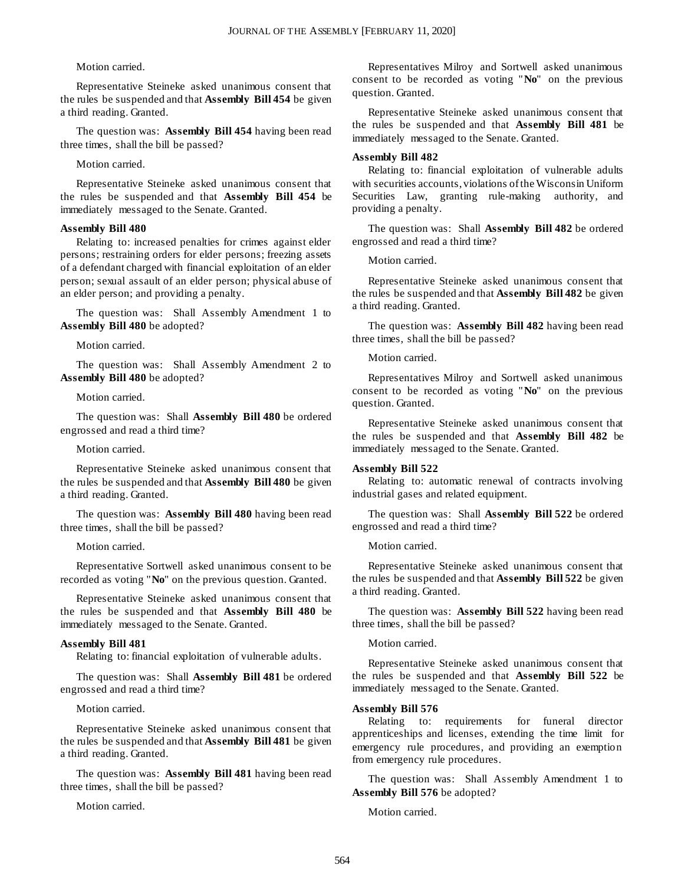Motion carried.

Representative Steineke asked unanimous consent that the rules be suspended and that **Assembly Bill 454** be given a third reading. Granted.

The question was: **Assembly Bill 454** having been read three times, shall the bill be passed?

Motion carried.

Representative Steineke asked unanimous consent that the rules be suspended and that **Assembly Bill 454** be immediately messaged to the Senate. Granted.

**Assembly Bill 480**

Relating to: increased penalties for crimes against elder persons; restraining orders for elder persons; freezing assets of a defendant charged with financial exploitation of an elder person; sexual assault of an elder person; physical abuse of an elder person; and providing a penalty.

The question was: Shall Assembly Amendment 1 to **Assembly Bill 480** be adopted?

Motion carried.

The question was: Shall Assembly Amendment 2 to **Assembly Bill 480** be adopted?

Motion carried.

The question was: Shall **Assembly Bill 480** be ordered engrossed and read a third time?

Motion carried.

Representative Steineke asked unanimous consent that the rules be suspended and that **Assembly Bill 480** be given a third reading. Granted.

The question was: **Assembly Bill 480** having been read three times, shall the bill be passed?

Motion carried.

Representative Sortwell asked unanimous consent to be recorded as voting "**No**" on the previous question. Granted.

Representative Steineke asked unanimous consent that the rules be suspended and that **Assembly Bill 480** be immediately messaged to the Senate. Granted.

**Assembly Bill 481**

Relating to: financial exploitation of vulnerable adults.

The question was: Shall **Assembly Bill 481** be ordered engrossed and read a third time?

Motion carried.

Representative Steineke asked unanimous consent that the rules be suspended and that **Assembly Bill 481** be given a third reading. Granted.

The question was: **Assembly Bill 481** having been read three times, shall the bill be passed?

Motion carried.

Representatives Milroy and Sortwell asked unanimous consent to be recorded as voting "**No**" on the previous question. Granted.

Representative Steineke asked unanimous consent that the rules be suspended and that **Assembly Bill 481** be immediately messaged to the Senate. Granted.

**Assembly Bill 482**

Relating to: financial exploitation of vulnerable adults with securities accounts, violations of the Wisconsin Uniform Securities Law, granting rule-making authority, and providing a penalty.

The question was: Shall **Assembly Bill 482** be ordered engrossed and read a third time?

Motion carried.

Representative Steineke asked unanimous consent that the rules be suspended and that **Assembly Bill 482** be given a third reading. Granted.

The question was: **Assembly Bill 482** having been read three times, shall the bill be passed?

Motion carried.

Representatives Milroy and Sortwell asked unanimous consent to be recorded as voting "**No**" on the previous question. Granted.

Representative Steineke asked unanimous consent that the rules be suspended and that **Assembly Bill 482** be immediately messaged to the Senate. Granted.

**Assembly Bill 522**

Relating to: automatic renewal of contracts involving industrial gases and related equipment.

The question was: Shall **Assembly Bill 522** be ordered engrossed and read a third time?

Motion carried.

Representative Steineke asked unanimous consent that the rules be suspended and that **Assembly Bill 522** be given a third reading. Granted.

The question was: **Assembly Bill 522** having been read three times, shall the bill be passed?

Motion carried.

Representative Steineke asked unanimous consent that the rules be suspended and that **Assembly Bill 522** be immediately messaged to the Senate. Granted.

**Assembly Bill 576**

Relating to: requirements for funeral director apprenticeships and licenses, extending the time limit for emergency rule procedures, and providing an exemption from emergency rule procedures.

The question was: Shall Assembly Amendment 1 to **Assembly Bill 576** be adopted?

Motion carried.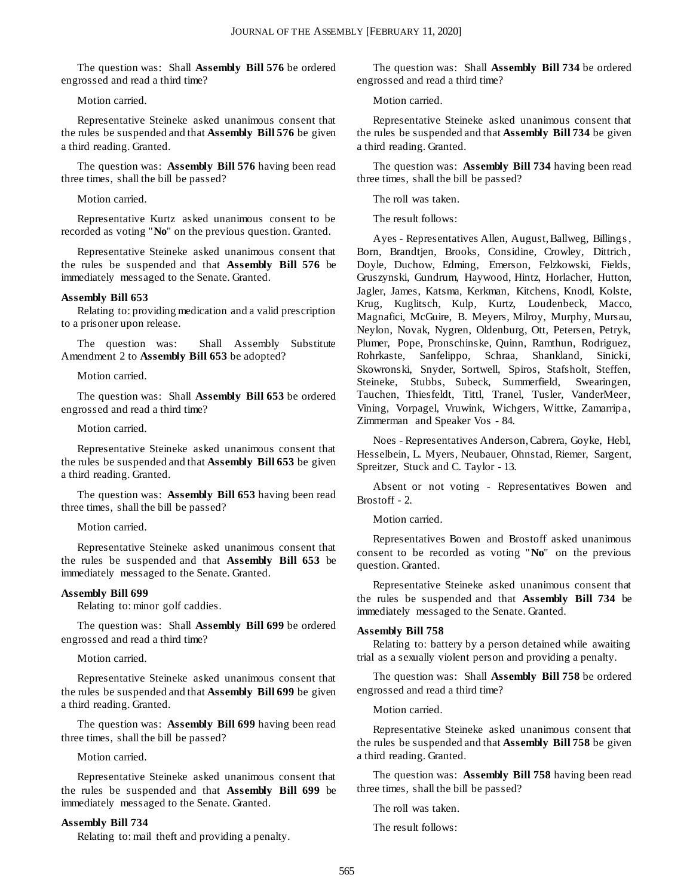The question was: Shall **Assembly Bill 576** be ordered engrossed and read a third time?

Motion carried.

Representative Steineke asked unanimous consent that the rules be suspended and that **Assembly Bill 576** be given a third reading. Granted.

The question was: **Assembly Bill 576** having been read three times, shall the bill be passed?

Motion carried.

Representative Kurtz asked unanimous consent to be recorded as voting "**No**" on the previous question. Granted.

Representative Steineke asked unanimous consent that the rules be suspended and that **Assembly Bill 576** be immediately messaged to the Senate. Granted.

**Assembly Bill 653**

Relating to: providing medication and a valid prescription to a prisoner upon release.

The question was: Shall Assembly Substitute Amendment 2 to **Assembly Bill 653** be adopted?

Motion carried.

The question was: Shall **Assembly Bill 653** be ordered engrossed and read a third time?

Motion carried.

Representative Steineke asked unanimous consent that the rules be suspended and that **Assembly Bill 653** be given a third reading. Granted.

The question was: **Assembly Bill 653** having been read three times, shall the bill be passed?

Motion carried.

Representative Steineke asked unanimous consent that the rules be suspended and that **Assembly Bill 653** be immediately messaged to the Senate. Granted.

**Assembly Bill 699**

Relating to: minor golf caddies.

The question was: Shall **Assembly Bill 699** be ordered engrossed and read a third time?

Motion carried.

Representative Steineke asked unanimous consent that the rules be suspended and that **Assembly Bill 699** be given a third reading. Granted.

The question was: **Assembly Bill 699** having been read three times, shall the bill be passed?

Motion carried.

Representative Steineke asked unanimous consent that the rules be suspended and that **Assembly Bill 699** be immediately messaged to the Senate. Granted.

**Assembly Bill 734**

Relating to: mail theft and providing a penalty.

The question was: Shall **Assembly Bill 734** be ordered engrossed and read a third time?

Motion carried.

Representative Steineke asked unanimous consent that the rules be suspended and that **Assembly Bill 734** be given a third reading. Granted.

The question was: **Assembly Bill 734** having been read three times, shall the bill be passed?

The roll was taken.

The result follows:

Ayes - Representatives Allen, August, Ballweg, Billings, Born, Brandtjen, Brooks, Considine, Crowley, Dittrich, Doyle, Duchow, Edming, Emerson, Felzkowski, Fields, Gruszynski, Gundrum, Haywood, Hintz, Horlacher, Hutton, Jagler, James, Katsma, Kerkman, Kitchens, Knodl, Kolste, Krug, Kuglitsch, Kulp, Kurtz, Loudenbeck, Macco, Magnafici, McGuire, B. Meyers, Milroy, Murphy, Mursau, Neylon, Novak, Nygren, Oldenburg, Ott, Petersen, Petryk, Plumer, Pope, Pronschinske, Quinn, Ramthun, Rodriguez, Rohrkaste, Sanfelippo, Schraa, Shankland, Sinicki, Skowronski, Snyder, Sortwell, Spiros, Stafsholt, Steffen, Steineke, Stubbs, Subeck, Summerfield, Swearingen, Tauchen, Thiesfeldt, Tittl, Tranel, Tusler, VanderMeer, Vining, Vorpagel, Vruwink, Wichgers, Wittke, Zamarripa, Zimmerman and Speaker Vos - 84.

Noes - Representatives Anderson, Cabrera, Goyke, Hebl, Hesselbein, L. Myers, Neubauer, Ohnstad, Riemer, Sargent, Spreitzer, Stuck and C. Taylor - 13.

Absent or not voting - Representatives Bowen and Brostoff - 2.

Motion carried.

Representatives Bowen and Brostoff asked unanimous consent to be recorded as voting "**No**" on the previous question. Granted.

Representative Steineke asked unanimous consent that the rules be suspended and that **Assembly Bill 734** be immediately messaged to the Senate. Granted.

**Assembly Bill 758**

Relating to: battery by a person detained while awaiting trial as a sexually violent person and providing a penalty.

The question was: Shall **Assembly Bill 758** be ordered engrossed and read a third time?

Motion carried.

Representative Steineke asked unanimous consent that the rules be suspended and that **Assembly Bill 758** be given a third reading. Granted.

The question was: **Assembly Bill 758** having been read three times, shall the bill be passed?

The roll was taken.

The result follows: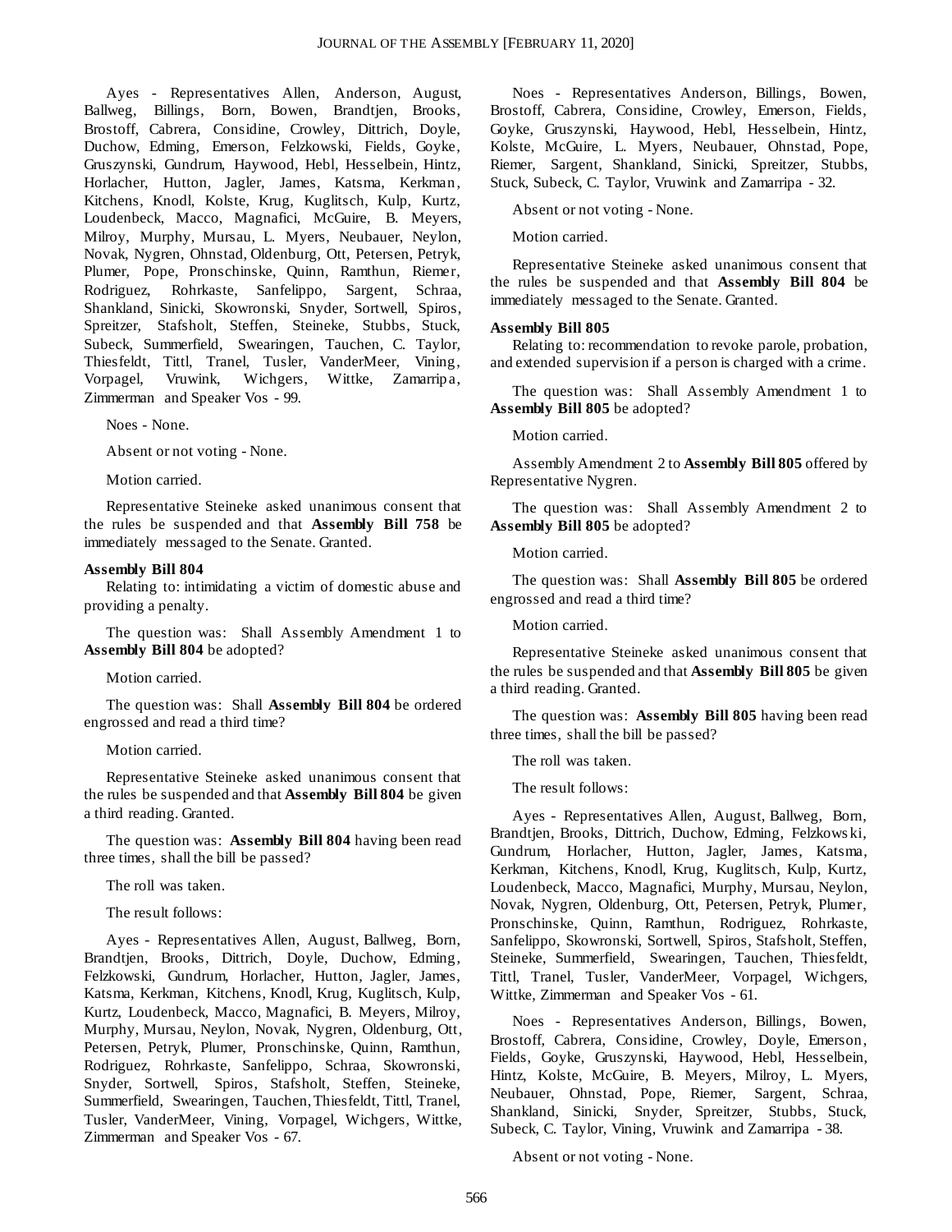Ayes - Representatives Allen, Anderson, August, Ballweg, Billings, Born, Bowen, Brandtjen, Brooks, Brostoff, Cabrera, Considine, Crowley, Dittrich, Doyle, Duchow, Edming, Emerson, Felzkowski, Fields, Goyke, Gruszynski, Gundrum, Haywood, Hebl, Hesselbein, Hintz, Horlacher, Hutton, Jagler, James, Katsma, Kerkman, Kitchens, Knodl, Kolste, Krug, Kuglitsch, Kulp, Kurtz, Loudenbeck, Macco, Magnafici, McGuire, B. Meyers, Milroy, Murphy, Mursau, L. Myers, Neubauer, Neylon, Novak, Nygren, Ohnstad, Oldenburg, Ott, Petersen, Petryk, Plumer, Pope, Pronschinske, Quinn, Ramthun, Riemer, Rodriguez, Rohrkaste, Sanfelippo, Sargent, Schraa, Shankland, Sinicki, Skowronski, Snyder, Sortwell, Spiros, Spreitzer, Stafsholt, Steffen, Steineke, Stubbs, Stuck, Subeck, Summerfield, Swearingen, Tauchen, C. Taylor, Thiesfeldt, Tittl, Tranel, Tusler, VanderMeer, Vining, Vorpagel, Vruwink, Wichgers, Wittke, Zamarripa, Zimmerman and Speaker Vos - 99.

Noes - None.

Absent or not voting - None.

Motion carried.

Representative Steineke asked unanimous consent that the rules be suspended and that **Assembly Bill 758** be immediately messaged to the Senate. Granted.

**Assembly Bill 804**

Relating to: intimidating a victim of domestic abuse and providing a penalty.

The question was: Shall Assembly Amendment 1 to **Assembly Bill 804** be adopted?

Motion carried.

The question was: Shall **Assembly Bill 804** be ordered engrossed and read a third time?

Motion carried.

Representative Steineke asked unanimous consent that the rules be suspended and that **Assembly Bill 804** be given a third reading. Granted.

The question was: **Assembly Bill 804** having been read three times, shall the bill be passed?

The roll was taken.

The result follows:

Ayes - Representatives Allen, August, Ballweg, Born, Brandtjen, Brooks, Dittrich, Doyle, Duchow, Edming, Felzkowski, Gundrum, Horlacher, Hutton, Jagler, James, Katsma, Kerkman, Kitchens, Knodl, Krug, Kuglitsch, Kulp, Kurtz, Loudenbeck, Macco, Magnafici, B. Meyers, Milroy, Murphy, Mursau, Neylon, Novak, Nygren, Oldenburg, Ott, Petersen, Petryk, Plumer, Pronschinske, Quinn, Ramthun, Rodriguez, Rohrkaste, Sanfelippo, Schraa, Skowronski, Snyder, Sortwell, Spiros, Stafsholt, Steffen, Steineke, Summerfield, Swearingen, Tauchen, Thiesfeldt, Tittl, Tranel, Tusler, VanderMeer, Vining, Vorpagel, Wichgers, Wittke, Zimmerman and Speaker Vos - 67.

Noes - Representatives Anderson, Billings, Bowen, Brostoff, Cabrera, Considine, Crowley, Emerson, Fields, Goyke, Gruszynski, Haywood, Hebl, Hesselbein, Hintz, Kolste, McGuire, L. Myers, Neubauer, Ohnstad, Pope, Riemer, Sargent, Shankland, Sinicki, Spreitzer, Stubbs, Stuck, Subeck, C. Taylor, Vruwink and Zamarripa - 32.

Absent or not voting - None.

Motion carried.

Representative Steineke asked unanimous consent that the rules be suspended and that **Assembly Bill 804** be immediately messaged to the Senate. Granted.

**Assembly Bill 805**

Relating to: recommendation to revoke parole, probation, and extended supervision if a person is charged with a crime.

The question was: Shall Assembly Amendment 1 to **Assembly Bill 805** be adopted?

Motion carried.

Assembly Amendment 2 to **Assembly Bill 805** offered by Representative Nygren.

The question was: Shall Assembly Amendment 2 to **Assembly Bill 805** be adopted?

Motion carried.

The question was: Shall **Assembly Bill 805** be ordered engrossed and read a third time?

Motion carried.

Representative Steineke asked unanimous consent that the rules be suspended and that **Assembly Bill 805** be given a third reading. Granted.

The question was: **Assembly Bill 805** having been read three times, shall the bill be passed?

The roll was taken.

The result follows:

Ayes - Representatives Allen, August, Ballweg, Born, Brandtjen, Brooks, Dittrich, Duchow, Edming, Felzkowski, Gundrum, Horlacher, Hutton, Jagler, James, Katsma, Kerkman, Kitchens, Knodl, Krug, Kuglitsch, Kulp, Kurtz, Loudenbeck, Macco, Magnafici, Murphy, Mursau, Neylon, Novak, Nygren, Oldenburg, Ott, Petersen, Petryk, Plumer, Pronschinske, Quinn, Ramthun, Rodriguez, Rohrkaste, Sanfelippo, Skowronski, Sortwell, Spiros, Stafsholt, Steffen, Steineke, Summerfield, Swearingen, Tauchen, Thiesfeldt, Tittl, Tranel, Tusler, VanderMeer, Vorpagel, Wichgers, Wittke, Zimmerman and Speaker Vos - 61.

Noes - Representatives Anderson, Billings, Bowen, Brostoff, Cabrera, Considine, Crowley, Doyle, Emerson, Fields, Goyke, Gruszynski, Haywood, Hebl, Hesselbein, Hintz, Kolste, McGuire, B. Meyers, Milroy, L. Myers, Neubauer, Ohnstad, Pope, Riemer, Sargent, Schraa, Shankland, Sinicki, Snyder, Spreitzer, Stubbs, Stuck, Subeck, C. Taylor, Vining, Vruwink and Zamarripa - 38.

Absent or not voting - None.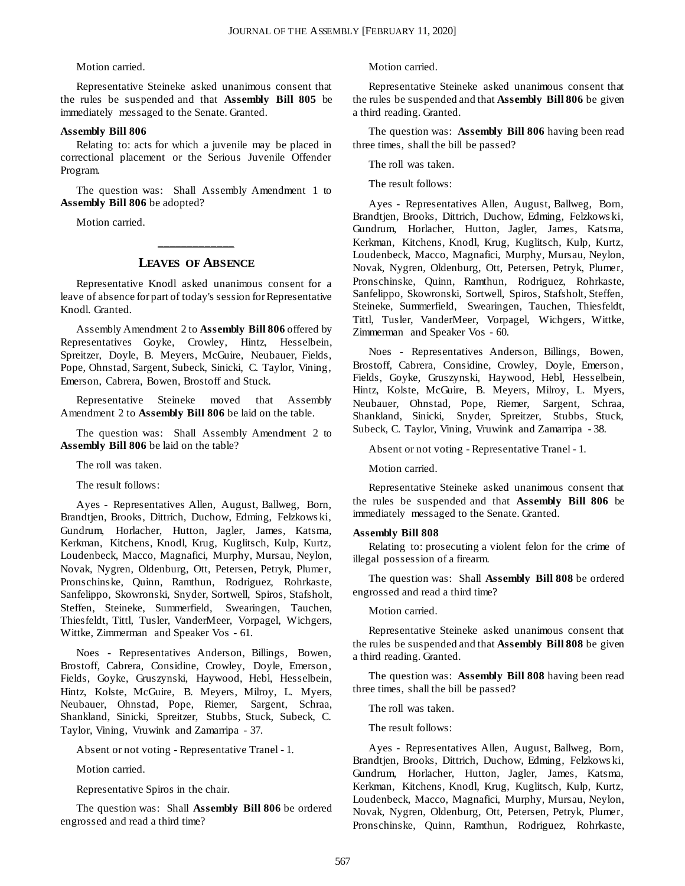Motion carried.

Representative Steineke asked unanimous consent that the rules be suspended and that **Assembly Bill 805** be immediately messaged to the Senate. Granted.

**Assembly Bill 806**

Relating to: acts for which a juvenile may be placed in correctional placement or the Serious Juvenile Offender Program.

The question was: Shall Assembly Amendment 1 to **Assembly Bill 806** be adopted?

Motion carried.

---

## LEAVES OF ABSENCE

Representative Knodl asked unanimous consent for a leave of absence for part of today's session for Representative Knodl. Granted.

Assembly Amendment 2 to **Assembly Bill 806** offered by Representatives Goyke, Crowley, Hintz, Hesselbein, Spreitzer, Doyle, B. Meyers, McGuire, Neubauer, Fields, Pope, Ohnstad, Sargent, Subeck, Sinicki, C. Taylor, Vining, Emerson, Cabrera, Bowen, Brostoff and Stuck.

Representative Steineke moved that Assembly Amendment 2 to **Assembly Bill 806** be laid on the table.

The question was: Shall Assembly Amendment 2 to **Assembly Bill 806** be laid on the table?

The roll was taken.

The result follows:

Ayes - Representatives Allen, August, Ballweg, Born, Brandtjen, Brooks, Dittrich, Duchow, Edming, Felzkowski, Gundrum, Horlacher, Hutton, Jagler, James, Katsma, Kerkman, Kitchens, Knodl, Krug, Kuglitsch, Kulp, Kurtz, Loudenbeck, Macco, Magnafici, Murphy, Mursau, Neylon, Novak, Nygren, Oldenburg, Ott, Petersen, Petryk, Plumer, Pronschinske, Quinn, Ramthun, Rodriguez, Rohrkaste, Sanfelippo, Skowronski, Snyder, Sortwell, Spiros, Stafsholt, Steffen, Steineke, Summerfield, Swearingen, Tauchen, Thiesfeldt, Tittl, Tusler, VanderMeer, Vorpagel, Wichgers, Wittke, Zimmerman and Speaker Vos - 61.

Noes - Representatives Anderson, Billings, Bowen, Brostoff, Cabrera, Considine, Crowley, Doyle, Emerson, Fields, Goyke, Gruszynski, Haywood, Hebl, Hesselbein, Hintz, Kolste, McGuire, B. Meyers, Milroy, L. Myers, Neubauer, Ohnstad, Pope, Riemer, Sargent, Schraa, Shankland, Sinicki, Spreitzer, Stubbs, Stuck, Subeck, C. Taylor, Vining, Vruwink and Zamarripa - 37.

Absent or not voting - Representative Tranel - 1.

Motion carried.

Representative Spiros in the chair.

The question was: Shall **Assembly Bill 806** be ordered engrossed and read a third time?

Motion carried.

Representative Steineke asked unanimous consent that the rules be suspended and that **Assembly Bill 806** be given a third reading. Granted.

The question was: **Assembly Bill 806** having been read three times, shall the bill be passed?

The roll was taken.

The result follows:

Ayes - Representatives Allen, August, Ballweg, Born, Brandtjen, Brooks, Dittrich, Duchow, Edming, Felzkowski, Gundrum, Horlacher, Hutton, Jagler, James, Katsma, Kerkman, Kitchens, Knodl, Krug, Kuglitsch, Kulp, Kurtz, Loudenbeck, Macco, Magnafici, Murphy, Mursau, Neylon, Novak, Nygren, Oldenburg, Ott, Petersen, Petryk, Plumer, Pronschinske, Quinn, Ramthun, Rodriguez, Rohrkaste, Sanfelippo, Skowronski, Sortwell, Spiros, Stafsholt, Steffen, Steineke, Summerfield, Swearingen, Tauchen, Thiesfeldt, Tittl, Tusler, VanderMeer, Vorpagel, Wichgers, Wittke, Zimmerman and Speaker Vos - 60.

Noes - Representatives Anderson, Billings, Bowen, Brostoff, Cabrera, Considine, Crowley, Doyle, Emerson, Fields, Goyke, Gruszynski, Haywood, Hebl, Hesselbein, Hintz, Kolste, McGuire, B. Meyers, Milroy, L. Myers, Neubauer, Ohnstad, Pope, Riemer, Sargent, Schraa, Shankland, Sinicki, Snyder, Spreitzer, Stubbs, Stuck, Subeck, C. Taylor, Vining, Vruwink and Zamarripa - 38.

Absent or not voting - Representative Tranel - 1.

Motion carried.

Representative Steineke asked unanimous consent that the rules be suspended and that **Assembly Bill 806** be immediately messaged to the Senate. Granted.

**Assembly Bill 808**

Relating to: prosecuting a violent felon for the crime of illegal possession of a firearm.

The question was: Shall **Assembly Bill 808** be ordered engrossed and read a third time?

Motion carried.

Representative Steineke asked unanimous consent that the rules be suspended and that **Assembly Bill 808** be given a third reading. Granted.

The question was: **Assembly Bill 808** having been read three times, shall the bill be passed?

The roll was taken.

The result follows:

Ayes - Representatives Allen, August, Ballweg, Born, Brandtjen, Brooks, Dittrich, Duchow, Edming, Felzkowski, Gundrum, Horlacher, Hutton, Jagler, James, Katsma, Kerkman, Kitchens, Knodl, Krug, Kuglitsch, Kulp, Kurtz, Loudenbeck, Macco, Magnafici, Murphy, Mursau, Neylon, Novak, Nygren, Oldenburg, Ott, Petersen, Petryk, Plumer, Pronschinske, Quinn, Ramthun, Rodriguez, Rohrkaste,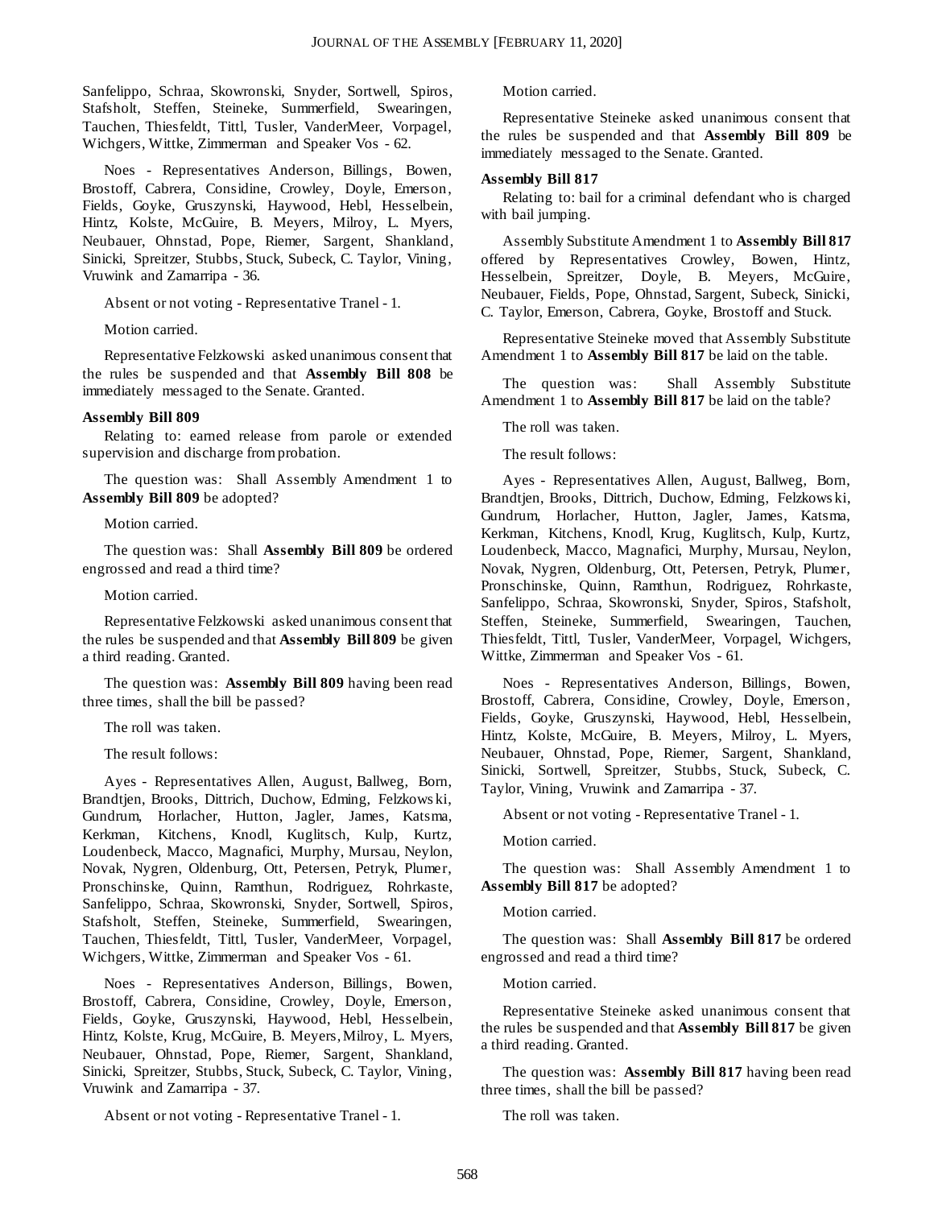Sanfelippo, Schraa, Skowronski, Snyder, Sortwell, Spiros, Stafsholt, Steffen, Steineke, Summerfield, Swearingen, Tauchen, Thiesfeldt, Tittl, Tusler, VanderMeer, Vorpagel, Wichgers, Wittke, Zimmerman and Speaker Vos - 62.

Noes - Representatives Anderson, Billings, Bowen, Brostoff, Cabrera, Considine, Crowley, Doyle, Emerson, Fields, Goyke, Gruszynski, Haywood, Hebl, Hesselbein, Hintz, Kolste, McGuire, B. Meyers, Milroy, L. Myers, Neubauer, Ohnstad, Pope, Riemer, Sargent, Shankland, Sinicki, Spreitzer, Stubbs, Stuck, Subeck, C. Taylor, Vining, Vruwink and Zamarripa - 36.

Absent or not voting - Representative Tranel - 1.

Motion carried.

Representative Felzkowski asked unanimous consent that the rules be suspended and that **Assembly Bill 808** be immediately messaged to the Senate. Granted.

**Assembly Bill 809**

Relating to: earned release from parole or extended supervision and discharge from probation.

The question was: Shall Assembly Amendment 1 to **Assembly Bill 809** be adopted?

Motion carried.

The question was: Shall **Assembly Bill 809** be ordered engrossed and read a third time?

Motion carried.

Representative Felzkowski asked unanimous consent that the rules be suspended and that **Assembly Bill 809** be given a third reading. Granted.

The question was: **Assembly Bill 809** having been read three times, shall the bill be passed?

The roll was taken.

The result follows:

Ayes - Representatives Allen, August, Ballweg, Born, Brandtjen, Brooks, Dittrich, Duchow, Edming, Felzkowski, Gundrum, Horlacher, Hutton, Jagler, James, Katsma, Kerkman, Kitchens, Knodl, Kuglitsch, Kulp, Kurtz, Loudenbeck, Macco, Magnafici, Murphy, Mursau, Neylon, Novak, Nygren, Oldenburg, Ott, Petersen, Petryk, Plumer, Pronschinske, Quinn, Ramthun, Rodriguez, Rohrkaste, Sanfelippo, Schraa, Skowronski, Snyder, Sortwell, Spiros, Stafsholt, Steffen, Steineke, Summerfield, Swearingen, Tauchen, Thiesfeldt, Tittl, Tusler, VanderMeer, Vorpagel, Wichgers, Wittke, Zimmerman and Speaker Vos - 61.

Noes - Representatives Anderson, Billings, Bowen, Brostoff, Cabrera, Considine, Crowley, Doyle, Emerson, Fields, Goyke, Gruszynski, Haywood, Hebl, Hesselbein, Hintz, Kolste, Krug, McGuire, B. Meyers, Milroy, L. Myers, Neubauer, Ohnstad, Pope, Riemer, Sargent, Shankland, Sinicki, Spreitzer, Stubbs, Stuck, Subeck, C. Taylor, Vining, Vruwink and Zamarripa - 37.

Absent or not voting - Representative Tranel - 1.

Motion carried.

Representative Steineke asked unanimous consent that the rules be suspended and that **Assembly Bill 809** be immediately messaged to the Senate. Granted.

**Assembly Bill 817**

Relating to: bail for a criminal defendant who is charged with bail jumping.

Assembly Substitute Amendment 1 to **Assembly Bill 817** offered by Representatives Crowley, Bowen, Hintz, Hesselbein, Spreitzer, Doyle, B. Meyers, McGuire, Neubauer, Fields, Pope, Ohnstad, Sargent, Subeck, Sinicki, C. Taylor, Emerson, Cabrera, Goyke, Brostoff and Stuck.

Representative Steineke moved that Assembly Substitute Amendment 1 to **Assembly Bill 817** be laid on the table.

The question was: Shall Assembly Substitute Amendment 1 to **Assembly Bill 817** be laid on the table?

The roll was taken.

The result follows:

Ayes - Representatives Allen, August, Ballweg, Born, Brandtjen, Brooks, Dittrich, Duchow, Edming, Felzkowski, Gundrum, Horlacher, Hutton, Jagler, James, Katsma, Kerkman, Kitchens, Knodl, Krug, Kuglitsch, Kulp, Kurtz, Loudenbeck, Macco, Magnafici, Murphy, Mursau, Neylon, Novak, Nygren, Oldenburg, Ott, Petersen, Petryk, Plumer, Pronschinske, Quinn, Ramthun, Rodriguez, Rohrkaste, Sanfelippo, Schraa, Skowronski, Snyder, Spiros, Stafsholt, Steffen, Steineke, Summerfield, Swearingen, Tauchen, Thiesfeldt, Tittl, Tusler, VanderMeer, Vorpagel, Wichgers, Wittke, Zimmerman and Speaker Vos - 61.

Noes - Representatives Anderson, Billings, Bowen, Brostoff, Cabrera, Considine, Crowley, Doyle, Emerson, Fields, Goyke, Gruszynski, Haywood, Hebl, Hesselbein, Hintz, Kolste, McGuire, B. Meyers, Milroy, L. Myers, Neubauer, Ohnstad, Pope, Riemer, Sargent, Shankland, Sinicki, Sortwell, Spreitzer, Stubbs, Stuck, Subeck, C. Taylor, Vining, Vruwink and Zamarripa - 37.

Absent or not voting - Representative Tranel - 1.

Motion carried.

The question was: Shall Assembly Amendment 1 to **Assembly Bill 817** be adopted?

Motion carried.

The question was: Shall **Assembly Bill 817** be ordered engrossed and read a third time?

Motion carried.

Representative Steineke asked unanimous consent that the rules be suspended and that **Assembly Bill 817** be given a third reading. Granted.

The question was: **Assembly Bill 817** having been read three times, shall the bill be passed?

The roll was taken.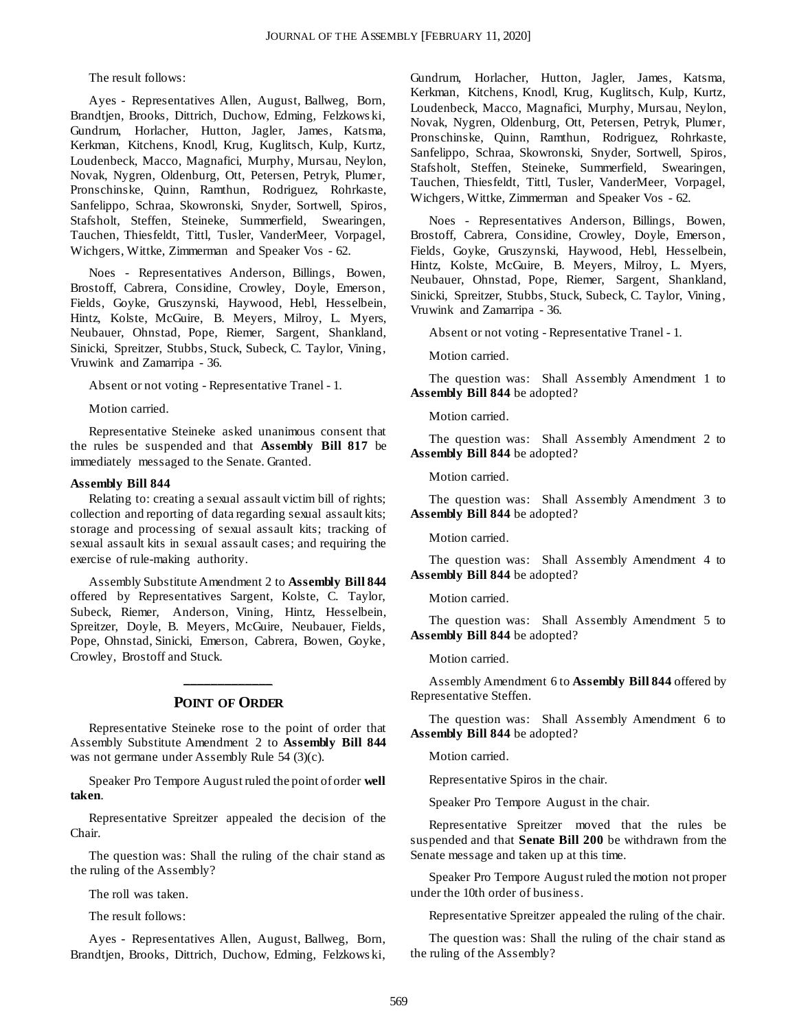The result follows:

Ayes - Representatives Allen, August, Ballweg, Born, Brandtjen, Brooks, Dittrich, Duchow, Edming, Felzkowski, Gundrum, Horlacher, Hutton, Jagler, James, Katsma, Kerkman, Kitchens, Knodl, Krug, Kuglitsch, Kulp, Kurtz, Loudenbeck, Macco, Magnafici, Murphy, Mursau, Neylon, Novak, Nygren, Oldenburg, Ott, Petersen, Petryk, Plumer, Pronschinske, Quinn, Ramthun, Rodriguez, Rohrkaste, Sanfelippo, Schraa, Skowronski, Snyder, Sortwell, Spiros, Stafsholt, Steffen, Steineke, Summerfield, Swearingen, Tauchen, Thiesfeldt, Tittl, Tusler, VanderMeer, Vorpagel, Wichgers, Wittke, Zimmerman and Speaker Vos - 62.

Noes - Representatives Anderson, Billings, Bowen, Brostoff, Cabrera, Considine, Crowley, Doyle, Emerson, Fields, Goyke, Gruszynski, Haywood, Hebl, Hesselbein, Hintz, Kolste, McGuire, B. Meyers, Milroy, L. Myers, Neubauer, Ohnstad, Pope, Riemer, Sargent, Shankland, Sinicki, Spreitzer, Stubbs, Stuck, Subeck, C. Taylor, Vining, Vruwink and Zamarripa - 36.

Absent or not voting - Representative Tranel - 1.

Motion carried.

Representative Steineke asked unanimous consent that the rules be suspended and that **Assembly Bill 817** be immediately messaged to the Senate. Granted.

**Assembly Bill 844**

Relating to: creating a sexual assault victim bill of rights; collection and reporting of data regarding sexual assault kits; storage and processing of sexual assault kits; tracking of sexual assault kits in sexual assault cases; and requiring the exercise of rule-making authority.

Assembly Substitute Amendment 2 to **Assembly Bill 844** offered by Representatives Sargent, Kolste, C. Taylor, Subeck, Riemer, Anderson, Vining, Hintz, Hesselbein, Spreitzer, Doyle, B. Meyers, McGuire, Neubauer, Fields, Pope, Ohnstad, Sinicki, Emerson, Cabrera, Bowen, Goyke, Crowley, Brostoff and Stuck.

---

## POINT OF ORDER

Representative Steineke rose to the point of order that Assembly Substitute Amendment 2 to **Assembly Bill 844** was not germane under Assembly Rule 54 (3)(c).

Speaker Pro Tempore August ruled the point of order **well taken**.

Representative Spreitzer appealed the decision of the Chair.

The question was: Shall the ruling of the chair stand as the ruling of the Assembly?

The roll was taken.

The result follows:

Ayes - Representatives Allen, August, Ballweg, Born, Brandtjen, Brooks, Dittrich, Duchow, Edming, Felzkowski, Gundrum, Horlacher, Hutton, Jagler, James, Katsma, Kerkman, Kitchens, Knodl, Krug, Kuglitsch, Kulp, Kurtz, Loudenbeck, Macco, Magnafici, Murphy, Mursau, Neylon, Novak, Nygren, Oldenburg, Ott, Petersen, Petryk, Plumer, Pronschinske, Quinn, Ramthun, Rodriguez, Rohrkaste, Sanfelippo, Schraa, Skowronski, Snyder, Sortwell, Spiros, Stafsholt, Steffen, Steineke, Summerfield, Swearingen, Tauchen, Thiesfeldt, Tittl, Tusler, VanderMeer, Vorpagel, Wichgers, Wittke, Zimmerman and Speaker Vos - 62.

Noes - Representatives Anderson, Billings, Bowen, Brostoff, Cabrera, Considine, Crowley, Doyle, Emerson, Fields, Goyke, Gruszynski, Haywood, Hebl, Hesselbein, Hintz, Kolste, McGuire, B. Meyers, Milroy, L. Myers, Neubauer, Ohnstad, Pope, Riemer, Sargent, Shankland, Sinicki, Spreitzer, Stubbs, Stuck, Subeck, C. Taylor, Vining, Vruwink and Zamarripa - 36.

Absent or not voting - Representative Tranel - 1.

Motion carried.

The question was: Shall Assembly Amendment 1 to **Assembly Bill 844** be adopted?

Motion carried.

The question was: Shall Assembly Amendment 2 to **Assembly Bill 844** be adopted?

Motion carried.

The question was: Shall Assembly Amendment 3 to **Assembly Bill 844** be adopted?

Motion carried.

The question was: Shall Assembly Amendment 4 to **Assembly Bill 844** be adopted?

Motion carried.

The question was: Shall Assembly Amendment 5 to **Assembly Bill 844** be adopted?

Motion carried.

Assembly Amendment 6 to **Assembly Bill 844** offered by Representative Steffen.

The question was: Shall Assembly Amendment 6 to **Assembly Bill 844** be adopted?

Motion carried.

Representative Spiros in the chair.

Speaker Pro Tempore August in the chair.

Representative Spreitzer moved that the rules be suspended and that **Senate Bill 200** be withdrawn from the Senate message and taken up at this time.

Speaker Pro Tempore August ruled the motion not proper under the 10th order of business.

Representative Spreitzer appealed the ruling of the chair.

The question was: Shall the ruling of the chair stand as the ruling of the Assembly?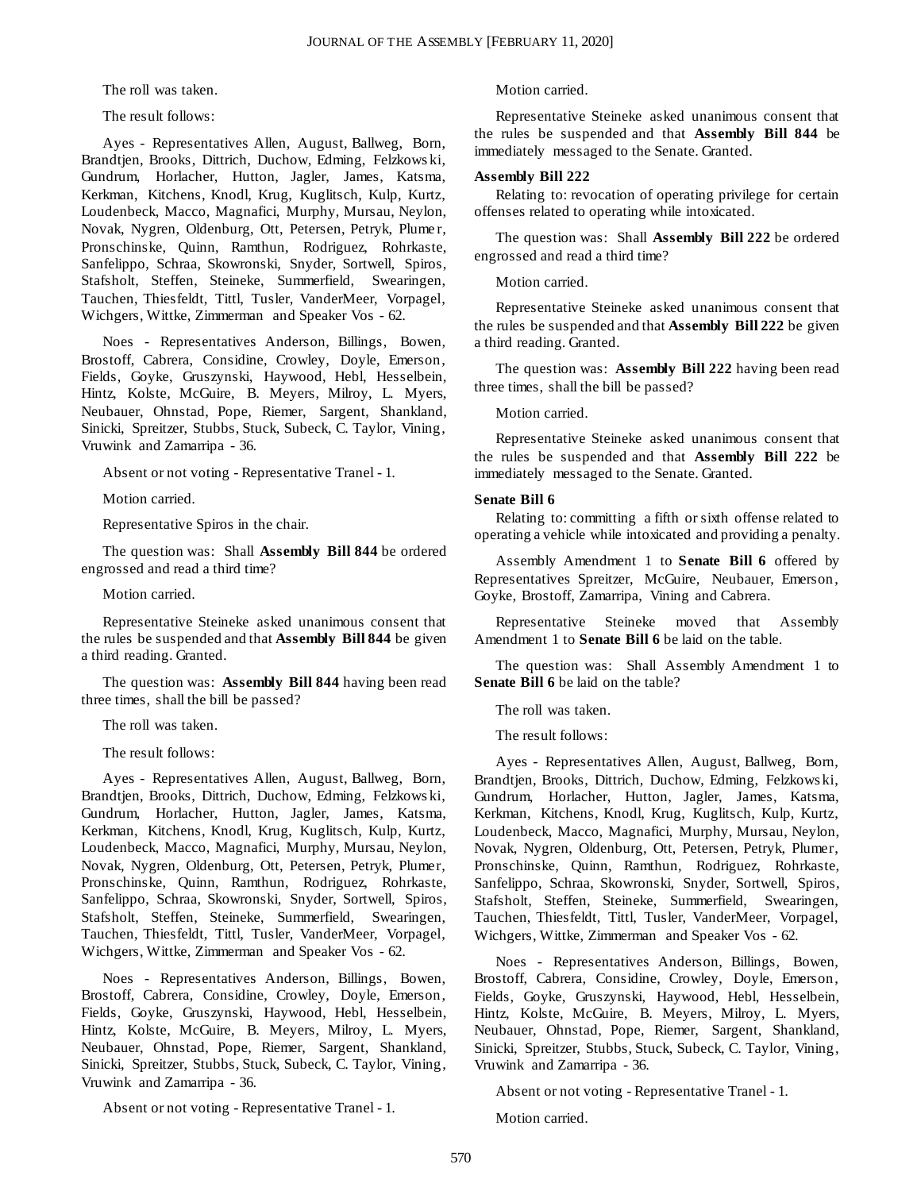The roll was taken.

The result follows:

Ayes - Representatives Allen, August, Ballweg, Born, Brandtjen, Brooks, Dittrich, Duchow, Edming, Felzkowski, Gundrum, Horlacher, Hutton, Jagler, James, Katsma, Kerkman, Kitchens, Knodl, Krug, Kuglitsch, Kulp, Kurtz, Loudenbeck, Macco, Magnafici, Murphy, Mursau, Neylon, Novak, Nygren, Oldenburg, Ott, Petersen, Petryk, Plumer, Pronschinske, Quinn, Ramthun, Rodriguez, Rohrkaste, Sanfelippo, Schraa, Skowronski, Snyder, Sortwell, Spiros, Stafsholt, Steffen, Steineke, Summerfield, Swearingen, Tauchen, Thiesfeldt, Tittl, Tusler, VanderMeer, Vorpagel, Wichgers, Wittke, Zimmerman and Speaker Vos - 62.

Noes - Representatives Anderson, Billings, Bowen, Brostoff, Cabrera, Considine, Crowley, Doyle, Emerson, Fields, Goyke, Gruszynski, Haywood, Hebl, Hesselbein, Hintz, Kolste, McGuire, B. Meyers, Milroy, L. Myers, Neubauer, Ohnstad, Pope, Riemer, Sargent, Shankland, Sinicki, Spreitzer, Stubbs, Stuck, Subeck, C. Taylor, Vining, Vruwink and Zamarripa - 36.

Absent or not voting - Representative Tranel - 1.

Motion carried.

Representative Spiros in the chair.

The question was: Shall **Assembly Bill 844** be ordered engrossed and read a third time?

Motion carried.

Representative Steineke asked unanimous consent that the rules be suspended and that **Assembly Bill 844** be given a third reading. Granted.

The question was: **Assembly Bill 844** having been read three times, shall the bill be passed?

The roll was taken.

The result follows:

Ayes - Representatives Allen, August, Ballweg, Born, Brandtjen, Brooks, Dittrich, Duchow, Edming, Felzkowski, Gundrum, Horlacher, Hutton, Jagler, James, Katsma, Kerkman, Kitchens, Knodl, Krug, Kuglitsch, Kulp, Kurtz, Loudenbeck, Macco, Magnafici, Murphy, Mursau, Neylon, Novak, Nygren, Oldenburg, Ott, Petersen, Petryk, Plumer, Pronschinske, Quinn, Ramthun, Rodriguez, Rohrkaste, Sanfelippo, Schraa, Skowronski, Snyder, Sortwell, Spiros, Stafsholt, Steffen, Steineke, Summerfield, Swearingen, Tauchen, Thiesfeldt, Tittl, Tusler, VanderMeer, Vorpagel, Wichgers, Wittke, Zimmerman and Speaker Vos - 62.

Noes - Representatives Anderson, Billings, Bowen, Brostoff, Cabrera, Considine, Crowley, Doyle, Emerson, Fields, Goyke, Gruszynski, Haywood, Hebl, Hesselbein, Hintz, Kolste, McGuire, B. Meyers, Milroy, L. Myers, Neubauer, Ohnstad, Pope, Riemer, Sargent, Shankland, Sinicki, Spreitzer, Stubbs, Stuck, Subeck, C. Taylor, Vining, Vruwink and Zamarripa - 36.

Absent or not voting - Representative Tranel - 1.

Motion carried.

Representative Steineke asked unanimous consent that the rules be suspended and that **Assembly Bill 844** be immediately messaged to the Senate. Granted.

**Assembly Bill 222**

Relating to: revocation of operating privilege for certain offenses related to operating while intoxicated.

The question was: Shall **Assembly Bill 222** be ordered engrossed and read a third time?

Motion carried.

Representative Steineke asked unanimous consent that the rules be suspended and that **Assembly Bill 222** be given a third reading. Granted.

The question was: **Assembly Bill 222** having been read three times, shall the bill be passed?

Motion carried.

Representative Steineke asked unanimous consent that the rules be suspended and that **Assembly Bill 222** be immediately messaged to the Senate. Granted.

**Senate Bill 6**

Relating to: committing a fifth or sixth offense related to operating a vehicle while intoxicated and providing a penalty.

Assembly Amendment 1 to **Senate Bill 6** offered by Representatives Spreitzer, McGuire, Neubauer, Emerson, Goyke, Brostoff, Zamarripa, Vining and Cabrera.

Representative Steineke moved that Assembly Amendment 1 to **Senate Bill 6** be laid on the table.

The question was: Shall Assembly Amendment 1 to **Senate Bill 6** be laid on the table?

The roll was taken.

The result follows:

Ayes - Representatives Allen, August, Ballweg, Born, Brandtjen, Brooks, Dittrich, Duchow, Edming, Felzkowski, Gundrum, Horlacher, Hutton, Jagler, James, Katsma, Kerkman, Kitchens, Knodl, Krug, Kuglitsch, Kulp, Kurtz, Loudenbeck, Macco, Magnafici, Murphy, Mursau, Neylon, Novak, Nygren, Oldenburg, Ott, Petersen, Petryk, Plumer, Pronschinske, Quinn, Ramthun, Rodriguez, Rohrkaste, Sanfelippo, Schraa, Skowronski, Snyder, Sortwell, Spiros, Stafsholt, Steffen, Steineke, Summerfield, Swearingen, Tauchen, Thiesfeldt, Tittl, Tusler, VanderMeer, Vorpagel, Wichgers, Wittke, Zimmerman and Speaker Vos - 62.

Noes - Representatives Anderson, Billings, Bowen, Brostoff, Cabrera, Considine, Crowley, Doyle, Emerson, Fields, Goyke, Gruszynski, Haywood, Hebl, Hesselbein, Hintz, Kolste, McGuire, B. Meyers, Milroy, L. Myers, Neubauer, Ohnstad, Pope, Riemer, Sargent, Shankland, Sinicki, Spreitzer, Stubbs, Stuck, Subeck, C. Taylor, Vining, Vruwink and Zamarripa - 36.

Absent or not voting - Representative Tranel - 1.

Motion carried.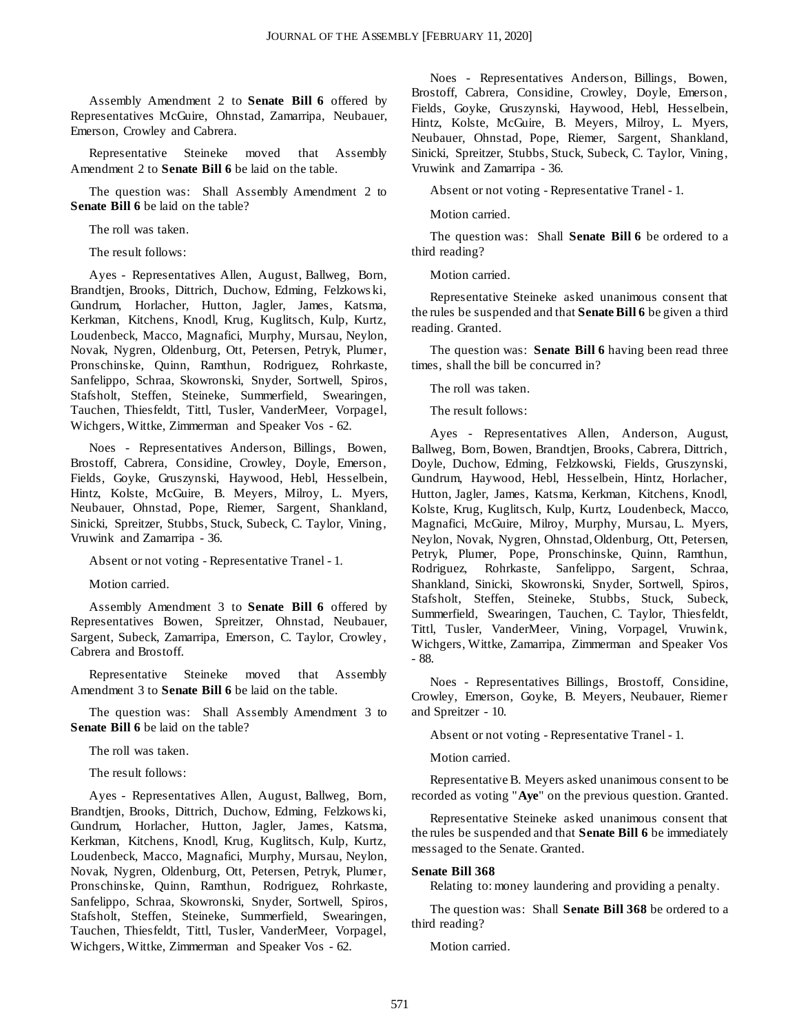Assembly Amendment 2 to **Senate Bill 6** offered by Representatives McGuire, Ohnstad, Zamarripa, Neubauer, Emerson, Crowley and Cabrera.

Representative Steineke moved that Assembly Amendment 2 to **Senate Bill 6** be laid on the table.

The question was: Shall Assembly Amendment 2 to **Senate Bill 6** be laid on the table?

The roll was taken.

The result follows:

Ayes - Representatives Allen, August, Ballweg, Born, Brandtjen, Brooks, Dittrich, Duchow, Edming, Felzkowski, Gundrum, Horlacher, Hutton, Jagler, James, Katsma, Kerkman, Kitchens, Knodl, Krug, Kuglitsch, Kulp, Kurtz, Loudenbeck, Macco, Magnafici, Murphy, Mursau, Neylon, Novak, Nygren, Oldenburg, Ott, Petersen, Petryk, Plumer, Pronschinske, Quinn, Ramthun, Rodriguez, Rohrkaste, Sanfelippo, Schraa, Skowronski, Snyder, Sortwell, Spiros, Stafsholt, Steffen, Steineke, Summerfield, Swearingen, Tauchen, Thiesfeldt, Tittl, Tusler, VanderMeer, Vorpagel, Wichgers, Wittke, Zimmerman and Speaker Vos - 62.

Noes - Representatives Anderson, Billings, Bowen, Brostoff, Cabrera, Considine, Crowley, Doyle, Emerson, Fields, Goyke, Gruszynski, Haywood, Hebl, Hesselbein, Hintz, Kolste, McGuire, B. Meyers, Milroy, L. Myers, Neubauer, Ohnstad, Pope, Riemer, Sargent, Shankland, Sinicki, Spreitzer, Stubbs, Stuck, Subeck, C. Taylor, Vining, Vruwink and Zamarripa - 36.

Absent or not voting - Representative Tranel - 1.

Motion carried.

Assembly Amendment 3 to **Senate Bill 6** offered by Representatives Bowen, Spreitzer, Ohnstad, Neubauer, Sargent, Subeck, Zamarripa, Emerson, C. Taylor, Crowley, Cabrera and Brostoff.

Representative Steineke moved that Assembly Amendment 3 to **Senate Bill 6** be laid on the table.

The question was: Shall Assembly Amendment 3 to **Senate Bill 6** be laid on the table?

The roll was taken.

The result follows:

Ayes - Representatives Allen, August, Ballweg, Born, Brandtjen, Brooks, Dittrich, Duchow, Edming, Felzkowski, Gundrum, Horlacher, Hutton, Jagler, James, Katsma, Kerkman, Kitchens, Knodl, Krug, Kuglitsch, Kulp, Kurtz, Loudenbeck, Macco, Magnafici, Murphy, Mursau, Neylon, Novak, Nygren, Oldenburg, Ott, Petersen, Petryk, Plumer, Pronschinske, Quinn, Ramthun, Rodriguez, Rohrkaste, Sanfelippo, Schraa, Skowronski, Snyder, Sortwell, Spiros, Stafsholt, Steffen, Steineke, Summerfield, Swearingen, Tauchen, Thiesfeldt, Tittl, Tusler, VanderMeer, Vorpagel, Wichgers, Wittke, Zimmerman and Speaker Vos - 62.

Noes - Representatives Anderson, Billings, Bowen, Brostoff, Cabrera, Considine, Crowley, Doyle, Emerson, Fields, Goyke, Gruszynski, Haywood, Hebl, Hesselbein, Hintz, Kolste, McGuire, B. Meyers, Milroy, L. Myers, Neubauer, Ohnstad, Pope, Riemer, Sargent, Shankland, Sinicki, Spreitzer, Stubbs, Stuck, Subeck, C. Taylor, Vining, Vruwink and Zamarripa - 36.

Absent or not voting - Representative Tranel - 1.

Motion carried.

The question was: Shall **Senate Bill 6** be ordered to a third reading?

Motion carried.

Representative Steineke asked unanimous consent that the rules be suspended and that **Senate Bill 6** be given a third reading. Granted.

The question was: **Senate Bill 6** having been read three times, shall the bill be concurred in?

The roll was taken.

The result follows:

Ayes - Representatives Allen, Anderson, August, Ballweg, Born, Bowen, Brandtjen, Brooks, Cabrera, Dittrich, Doyle, Duchow, Edming, Felzkowski, Fields, Gruszynski, Gundrum, Haywood, Hebl, Hesselbein, Hintz, Horlacher, Hutton, Jagler, James, Katsma, Kerkman, Kitchens, Knodl, Kolste, Krug, Kuglitsch, Kulp, Kurtz, Loudenbeck, Macco, Magnafici, McGuire, Milroy, Murphy, Mursau, L. Myers, Neylon, Novak, Nygren, Ohnstad, Oldenburg, Ott, Petersen, Petryk, Plumer, Pope, Pronschinske, Quinn, Ramthun, Rodriguez, Rohrkaste, Sanfelippo, Sargent, Schraa, Shankland, Sinicki, Skowronski, Snyder, Sortwell, Spiros, Stafsholt, Steffen, Steineke, Stubbs, Stuck, Subeck, Summerfield, Swearingen, Tauchen, C. Taylor, Thiesfeldt, Tittl, Tusler, VanderMeer, Vining, Vorpagel, Vruwink, Wichgers, Wittke, Zamarripa, Zimmerman and Speaker Vos - 88.

Noes - Representatives Billings, Brostoff, Considine, Crowley, Emerson, Goyke, B. Meyers, Neubauer, Riemer and Spreitzer - 10.

Absent or not voting - Representative Tranel - 1.

Motion carried.

Representative B. Meyers asked unanimous consent to be recorded as voting "**Aye**" on the previous question. Granted.

Representative Steineke asked unanimous consent that the rules be suspended and that **Senate Bill 6** be immediately messaged to the Senate. Granted.

**Senate Bill 368**

Relating to: money laundering and providing a penalty.

The question was: Shall **Senate Bill 368** be ordered to a third reading?

Motion carried.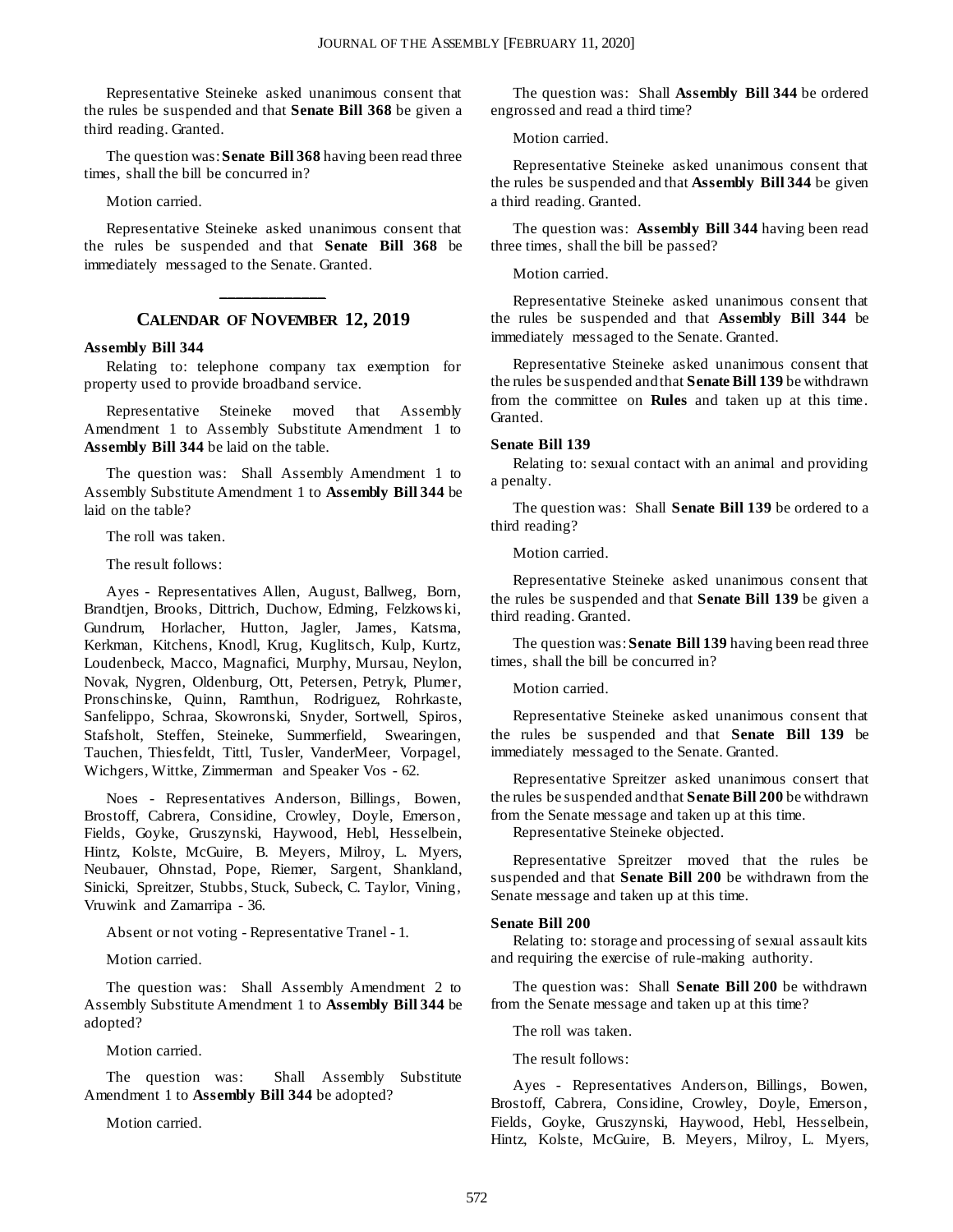Representative Steineke asked unanimous consent that the rules be suspended and that **Senate Bill 368** be given a third reading. Granted.

The question was: **Senate Bill 368** having been read three times, shall the bill be concurred in?

Motion carried.

Representative Steineke asked unanimous consent that the rules be suspended and that **Senate Bill 368** be immediately messaged to the Senate. Granted.

## Calendar of November 12, 2019

**Assembly Bill 344**

Relating to: telephone company tax exemption for property used to provide broadband service.

Representative Steineke moved that Assembly Amendment 1 to Assembly Substitute Amendment 1 to **Assembly Bill 344** be laid on the table.

The question was: Shall Assembly Amendment 1 to Assembly Substitute Amendment 1 to **Assembly Bill 344** be laid on the table?

The roll was taken.

The result follows:

Ayes - Representatives Allen, August, Ballweg, Born, Brandtjen, Brooks, Dittrich, Duchow, Edming, Felzkowski, Gundrum, Horlacher, Hutton, Jagler, James, Katsma, Kerkman, Kitchens, Knodl, Krug, Kuglitsch, Kulp, Kurtz, Loudenbeck, Macco, Magnafici, Murphy, Mursau, Neylon, Novak, Nygren, Oldenburg, Ott, Petersen, Petryk, Plumer, Pronschinske, Quinn, Ramthun, Rodriguez, Rohrkaste, Sanfelippo, Schraa, Skowronski, Snyder, Sortwell, Spiros, Stafsholt, Steffen, Steineke, Summerfield, Swearingen, Tauchen, Thiesfeldt, Tittl, Tusler, VanderMeer, Vorpagel, Wichgers, Wittke, Zimmerman and Speaker Vos - 62.

Noes - Representatives Anderson, Billings, Bowen, Brostoff, Cabrera, Considine, Crowley, Doyle, Emerson, Fields, Goyke, Gruszynski, Haywood, Hebl, Hesselbein, Hintz, Kolste, McGuire, B. Meyers, Milroy, L. Myers, Neubauer, Ohnstad, Pope, Riemer, Sargent, Shankland, Sinicki, Spreitzer, Stubbs, Stuck, Subeck, C. Taylor, Vining, Vruwink and Zamarripa - 36.

Absent or not voting - Representative Tranel - 1.

Motion carried.

The question was: Shall Assembly Amendment 2 to Assembly Substitute Amendment 1 to **Assembly Bill 344** be adopted?

Motion carried.

The question was: Shall Assembly Substitute Amendment 1 to **Assembly Bill 344** be adopted?

Motion carried.

The question was: Shall **Assembly Bill 344** be ordered engrossed and read a third time?

Motion carried.

Representative Steineke asked unanimous consent that the rules be suspended and that **Assembly Bill 344** be given a third reading. Granted.

The question was: **Assembly Bill 344** having been read three times, shall the bill be passed?

Motion carried.

Representative Steineke asked unanimous consent that the rules be suspended and that **Assembly Bill 344** be immediately messaged to the Senate. Granted.

Representative Steineke asked unanimous consent that the rules be suspended and that **Senate Bill 139** be withdrawn from the committee on **Rules** and taken up at this time. Granted.

**Senate Bill 139**

Relating to: sexual contact with an animal and providing a penalty.

The question was: Shall **Senate Bill 139** be ordered to a third reading?

Motion carried.

Representative Steineke asked unanimous consent that the rules be suspended and that **Senate Bill 139** be given a third reading. Granted.

The question was: **Senate Bill 139** having been read three times, shall the bill be concurred in?

Motion carried.

Representative Steineke asked unanimous consent that the rules be suspended and that **Senate Bill 139** be immediately messaged to the Senate. Granted.

Representative Spreitzer asked unanimous consert that the rules be suspended and that **Senate Bill 200** be withdrawn from the Senate message and taken up at this time.

Representative Steineke objected.

Representative Spreitzer moved that the rules be suspended and that **Senate Bill 200** be withdrawn from the Senate message and taken up at this time.

**Senate Bill 200**

Relating to: storage and processing of sexual assault kits and requiring the exercise of rule-making authority.

The question was: Shall **Senate Bill 200** be withdrawn from the Senate message and taken up at this time?

The roll was taken.

The result follows:

Ayes - Representatives Anderson, Billings, Bowen, Brostoff, Cabrera, Considine, Crowley, Doyle, Emerson, Fields, Goyke, Gruszynski, Haywood, Hebl, Hesselbein, Hintz, Kolste, McGuire, B. Meyers, Milroy, L. Myers,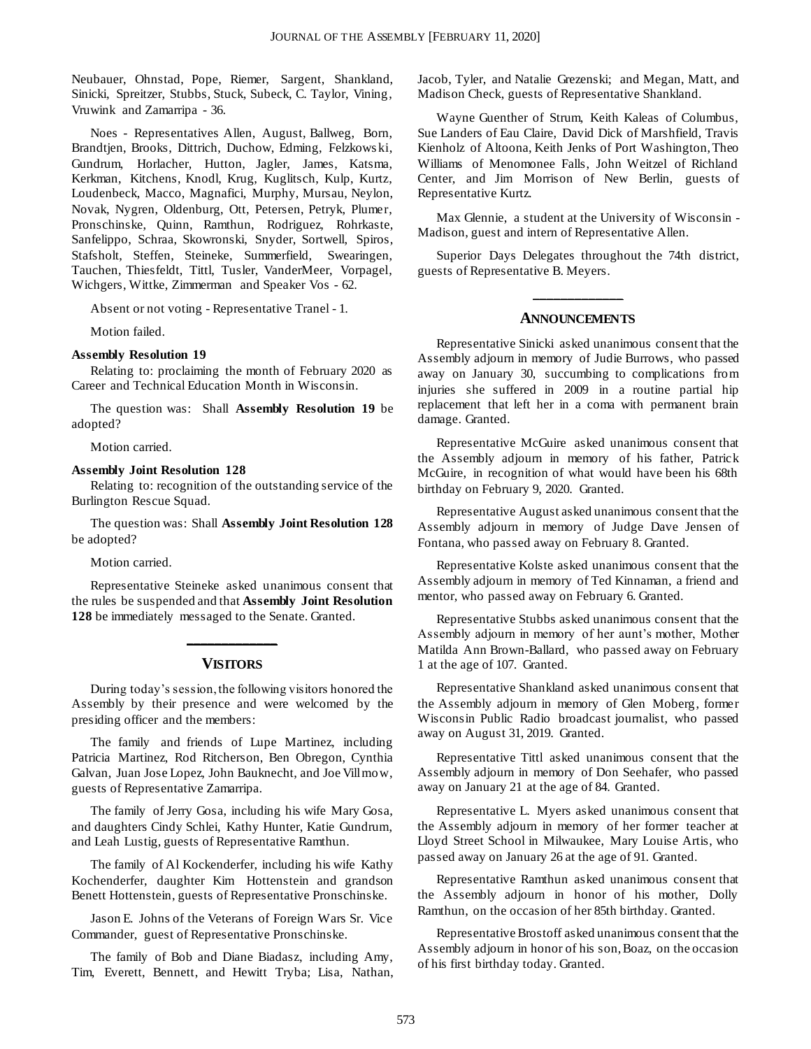Neubauer, Ohnstad, Pope, Riemer, Sargent, Shankland, Sinicki, Spreitzer, Stubbs, Stuck, Subeck, C. Taylor, Vining, Vruwink and Zamarripa - 36.

Noes - Representatives Allen, August, Ballweg, Born, Brandtjen, Brooks, Dittrich, Duchow, Edming, Felzkowski, Gundrum, Horlacher, Hutton, Jagler, James, Katsma, Kerkman, Kitchens, Knodl, Krug, Kuglitsch, Kulp, Kurtz, Loudenbeck, Macco, Magnafici, Murphy, Mursau, Neylon, Novak, Nygren, Oldenburg, Ott, Petersen, Petryk, Plumer, Pronschinske, Quinn, Ramthun, Rodriguez, Rohrkaste, Sanfelippo, Schraa, Skowronski, Snyder, Sortwell, Spiros, Stafsholt, Steffen, Steineke, Summerfield, Swearingen, Tauchen, Thiesfeldt, Tittl, Tusler, VanderMeer, Vorpagel, Wichgers, Wittke, Zimmerman and Speaker Vos - 62.

Absent or not voting - Representative Tranel - 1.

Motion failed.

**Assembly Resolution 19**

Relating to: proclaiming the month of February 2020 as Career and Technical Education Month in Wisconsin.

The question was: Shall **Assembly Resolution 19** be adopted?

Motion carried.

**Assembly Joint Resolution 128**

Relating to: recognition of the outstanding service of the Burlington Rescue Squad.

The question was: Shall **Assembly Joint Resolution 128** be adopted?

Motion carried.

Representative Steineke asked unanimous consent that the rules be suspended and that **Assembly Joint Resolution 128** be immediately messaged to the Senate. Granted.

## VISITORS

During today's session, the following visitors honored the Assembly by their presence and were welcomed by the presiding officer and the members:

The family and friends of Lupe Martinez, including Patricia Martinez, Rod Ritcherson, Ben Obregon, Cynthia Galvan, Juan Jose Lopez, John Bauknecht, and Joe Villmow, guests of Representative Zamarripa.

The family of Jerry Gosa, including his wife Mary Gosa, and daughters Cindy Schlei, Kathy Hunter, Katie Gundrum, and Leah Lustig, guests of Representative Ramthun.

The family of Al Kockenderfer, including his wife Kathy Kochenderfer, daughter Kim Hottenstein and grandson Benett Hottenstein, guests of Representative Pronschinske.

Jason E. Johns of the Veterans of Foreign Wars Sr. Vice Commander, guest of Representative Pronschinske.

The family of Bob and Diane Biadasz, including Amy, Tim, Everett, Bennett, and Hewitt Tryba; Lisa, Nathan, Jacob, Tyler, and Natalie Grezenski; and Megan, Matt, and Madison Check, guests of Representative Shankland.

Wayne Guenther of Strum, Keith Kaleas of Columbus, Sue Landers of Eau Claire, David Dick of Marshfield, Travis Kienholz of Altoona, Keith Jenks of Port Washington, Theo Williams of Menomonee Falls, John Weitzel of Richland Center, and Jim Morrison of New Berlin, guests of Representative Kurtz.

Max Glennie, a student at the University of Wisconsin - Madison, guest and intern of Representative Allen.

Superior Days Delegates throughout the 74th district, guests of Representative B. Meyers.

## ANNOUNCEMENTS

Representative Sinicki asked unanimous consent that the Assembly adjourn in memory of Judie Burrows, who passed away on January 30, succumbing to complications from injuries she suffered in 2009 in a routine partial hip replacement that left her in a coma with permanent brain damage. Granted.

Representative McGuire asked unanimous consent that the Assembly adjourn in memory of his father, Patrick McGuire, in recognition of what would have been his 68th birthday on February 9, 2020. Granted.

Representative August asked unanimous consent that the Assembly adjourn in memory of Judge Dave Jensen of Fontana, who passed away on February 8. Granted.

Representative Kolste asked unanimous consent that the Assembly adjourn in memory of Ted Kinnaman, a friend and mentor, who passed away on February 6. Granted.

Representative Stubbs asked unanimous consent that the Assembly adjourn in memory of her aunt's mother, Mother Matilda Ann Brown-Ballard, who passed away on February 1 at the age of 107. Granted.

Representative Shankland asked unanimous consent that the Assembly adjourn in memory of Glen Moberg, former Wisconsin Public Radio broadcast journalist, who passed away on August 31, 2019. Granted.

Representative Tittl asked unanimous consent that the Assembly adjourn in memory of Don Seehafer, who passed away on January 21 at the age of 84. Granted.

Representative L. Myers asked unanimous consent that the Assembly adjourn in memory of her former teacher at Lloyd Street School in Milwaukee, Mary Louise Artis, who passed away on January 26 at the age of 91. Granted.

Representative Ramthun asked unanimous consent that the Assembly adjourn in honor of his mother, Dolly Ramthun, on the occasion of her 85th birthday. Granted.

Representative Brostoff asked unanimous consent that the Assembly adjourn in honor of his son, Boaz, on the occasion of his first birthday today. Granted.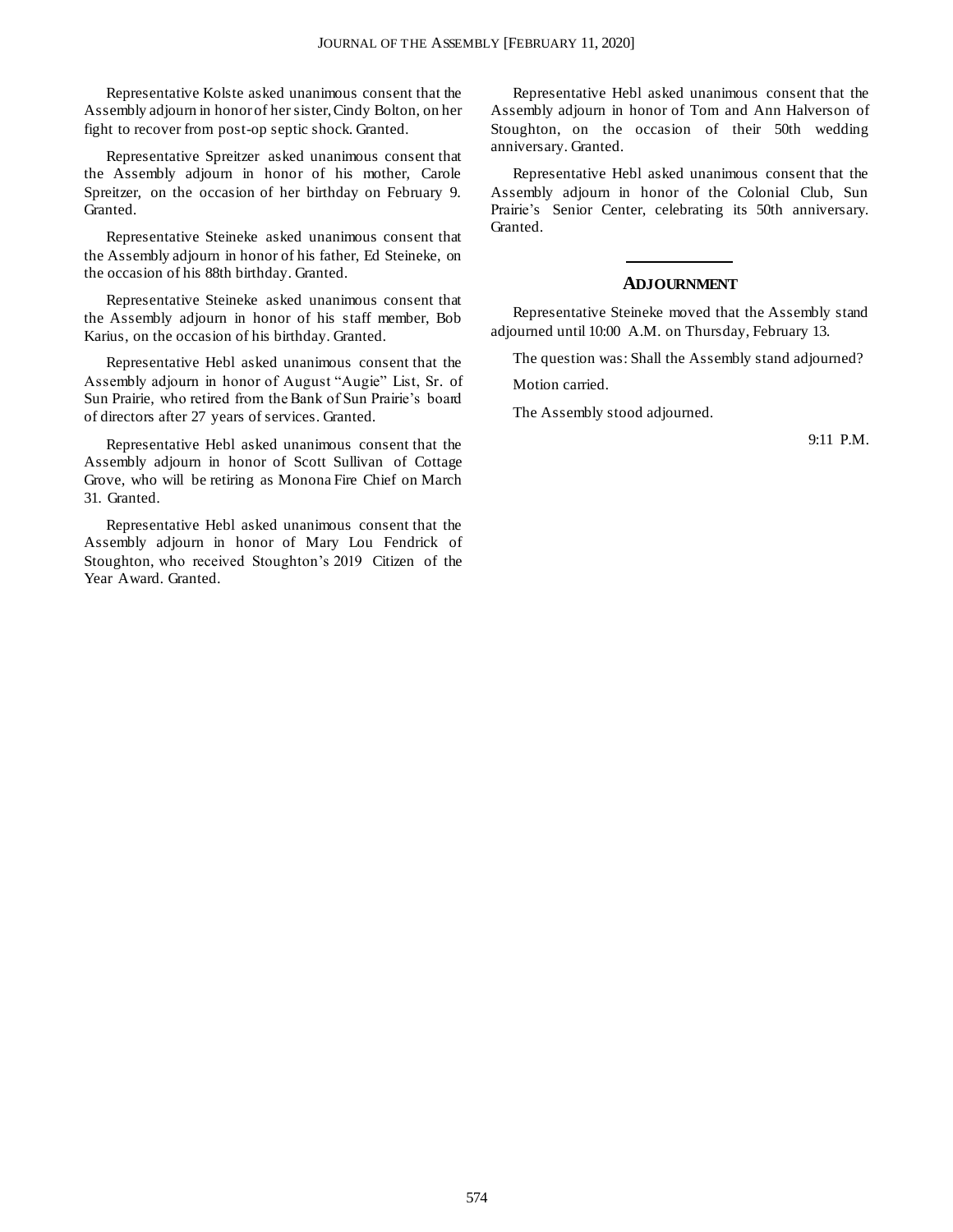Representative Kolste asked unanimous consent that the Assembly adjourn in honor of her sister, Cindy Bolton, on her fight to recover from post-op septic shock. Granted.

Representative Spreitzer asked unanimous consent that the Assembly adjourn in honor of his mother, Carole Spreitzer, on the occasion of her birthday on February 9. Granted.

Representative Steineke asked unanimous consent that the Assembly adjourn in honor of his father, Ed Steineke, on the occasion of his 88th birthday. Granted.

Representative Steineke asked unanimous consent that the Assembly adjourn in honor of his staff member, Bob Karius, on the occasion of his birthday. Granted.

Representative Hebl asked unanimous consent that the Assembly adjourn in honor of August "Augie" List, Sr. of Sun Prairie, who retired from the Bank of Sun Prairie's board of directors after 27 years of services. Granted.

Representative Hebl asked unanimous consent that the Assembly adjourn in honor of Scott Sullivan of Cottage Grove, who will be retiring as Monona Fire Chief on March 31. Granted.

Representative Hebl asked unanimous consent that the Assembly adjourn in honor of Mary Lou Fendrick of Stoughton, who received Stoughton's 2019 Citizen of the Year Award. Granted.

Representative Hebl asked unanimous consent that the Assembly adjourn in honor of Tom and Ann Halverson of Stoughton, on the occasion of their 50th wedding anniversary. Granted.

Representative Hebl asked unanimous consent that the Assembly adjourn in honor of the Colonial Club, Sun Prairie's Senior Center, celebrating its 50th anniversary. Granted.

## ADJOURNMENT

Representative Steineke moved that the Assembly stand adjourned until 10:00 A.M. on Thursday, February 13.

The question was: Shall the Assembly stand adjourned?

Motion carried.

The Assembly stood adjourned.

9:11 P.M.